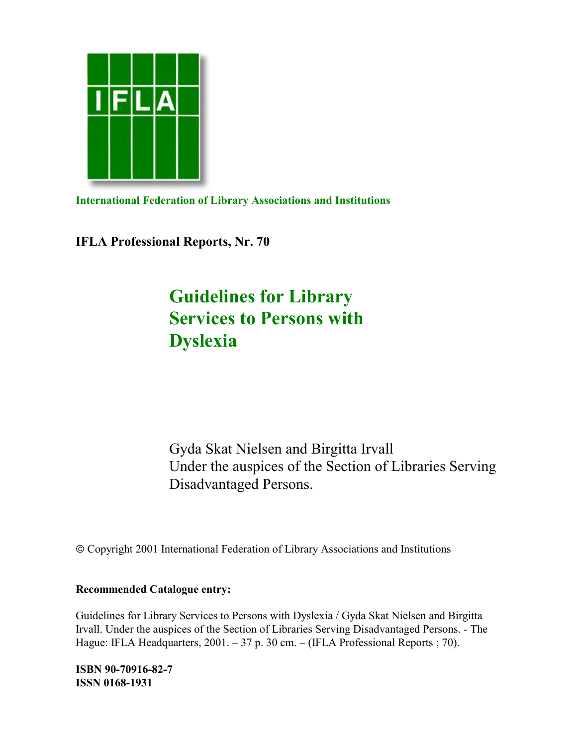IFLA

**International Federation of Library Associations and Institutions**

**IFLA Professional Reports, Nr. 70**

# Guidelines for Library Services to Persons with Dyslexia

Gyda Skat Nielsen and Birgitta Irvall
Under the auspices of the Section of Libraries Serving Disadvantaged Persons.

© Copyright 2001 International Federation of Library Associations and Institutions

**Recommended Catalogue entry:**

Guidelines for Library Services to Persons with Dyslexia / Gyda Skat Nielsen and Birgitta Irvall. Under the auspices of the Section of Libraries Serving Disadvantaged Persons. - The Hague: IFLA Headquarters, 2001. – 37 p. 30 cm. – (IFLA Professional Reports ; 70).

**ISBN 90-70916-82-7**
**ISSN 0168-1931**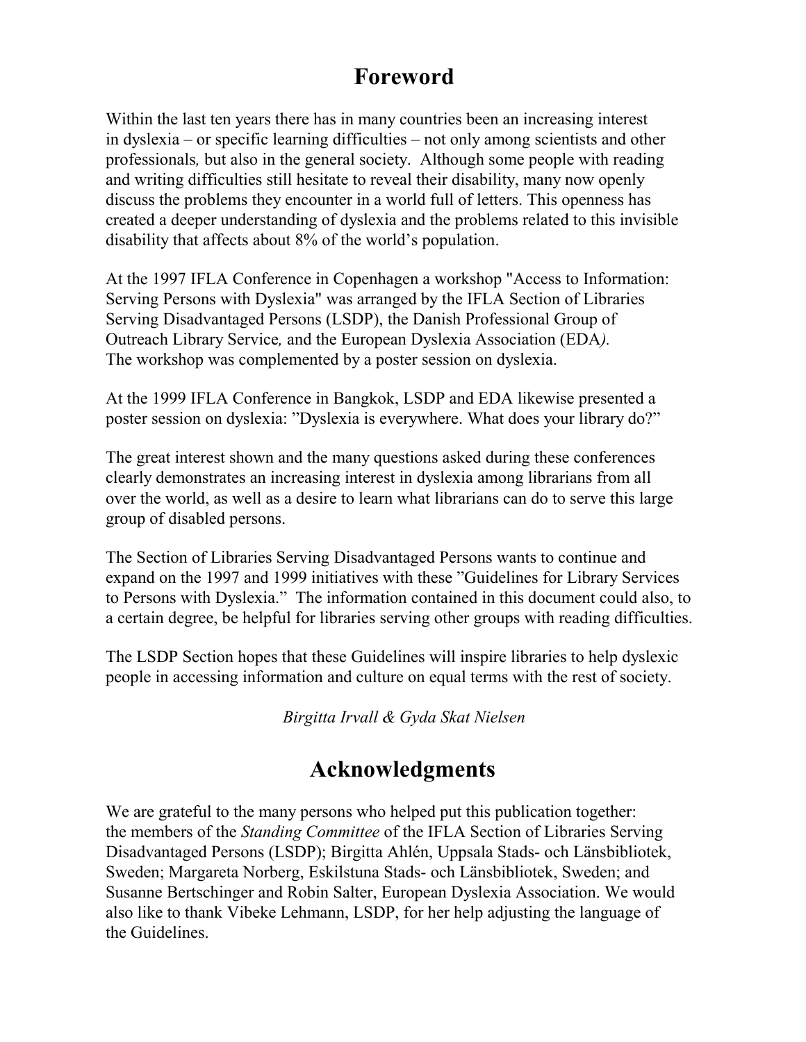# Foreword

Within the last ten years there has in many countries been an increasing interest in dyslexia – or specific learning difficulties – not only among scientists and other professionals*,* but also in the general society. Although some people with reading and writing difficulties still hesitate to reveal their disability, many now openly discuss the problems they encounter in a world full of letters. This openness has created a deeper understanding of dyslexia and the problems related to this invisible disability that affects about 8% of the world's population.

At the 1997 IFLA Conference in Copenhagen a workshop "Access to Information: Serving Persons with Dyslexia" was arranged by the IFLA Section of Libraries Serving Disadvantaged Persons (LSDP), the Danish Professional Group of Outreach Library Service*,* and the European Dyslexia Association (EDA*).* The workshop was complemented by a poster session on dyslexia.

At the 1999 IFLA Conference in Bangkok, LSDP and EDA likewise presented a poster session on dyslexia: "Dyslexia is everywhere. What does your library do?"

The great interest shown and the many questions asked during these conferences clearly demonstrates an increasing interest in dyslexia among librarians from all over the world, as well as a desire to learn what librarians can do to serve this large group of disabled persons.

The Section of Libraries Serving Disadvantaged Persons wants to continue and expand on the 1997 and 1999 initiatives with these "Guidelines for Library Services to Persons with Dyslexia." The information contained in this document could also, to a certain degree, be helpful for libraries serving other groups with reading difficulties.

The LSDP Section hopes that these Guidelines will inspire libraries to help dyslexic people in accessing information and culture on equal terms with the rest of society.

*Birgitta Irvall & Gyda Skat Nielsen*

# Acknowledgments

We are grateful to the many persons who helped put this publication together: the members of the *Standing Committee* of the IFLA Section of Libraries Serving Disadvantaged Persons (LSDP); Birgitta Ahlén, Uppsala Stads- och Länsbibliotek, Sweden; Margareta Norberg, Eskilstuna Stads- och Länsbibliotek, Sweden; and Susanne Bertschinger and Robin Salter, European Dyslexia Association. We would also like to thank Vibeke Lehmann, LSDP, for her help adjusting the language of the Guidelines.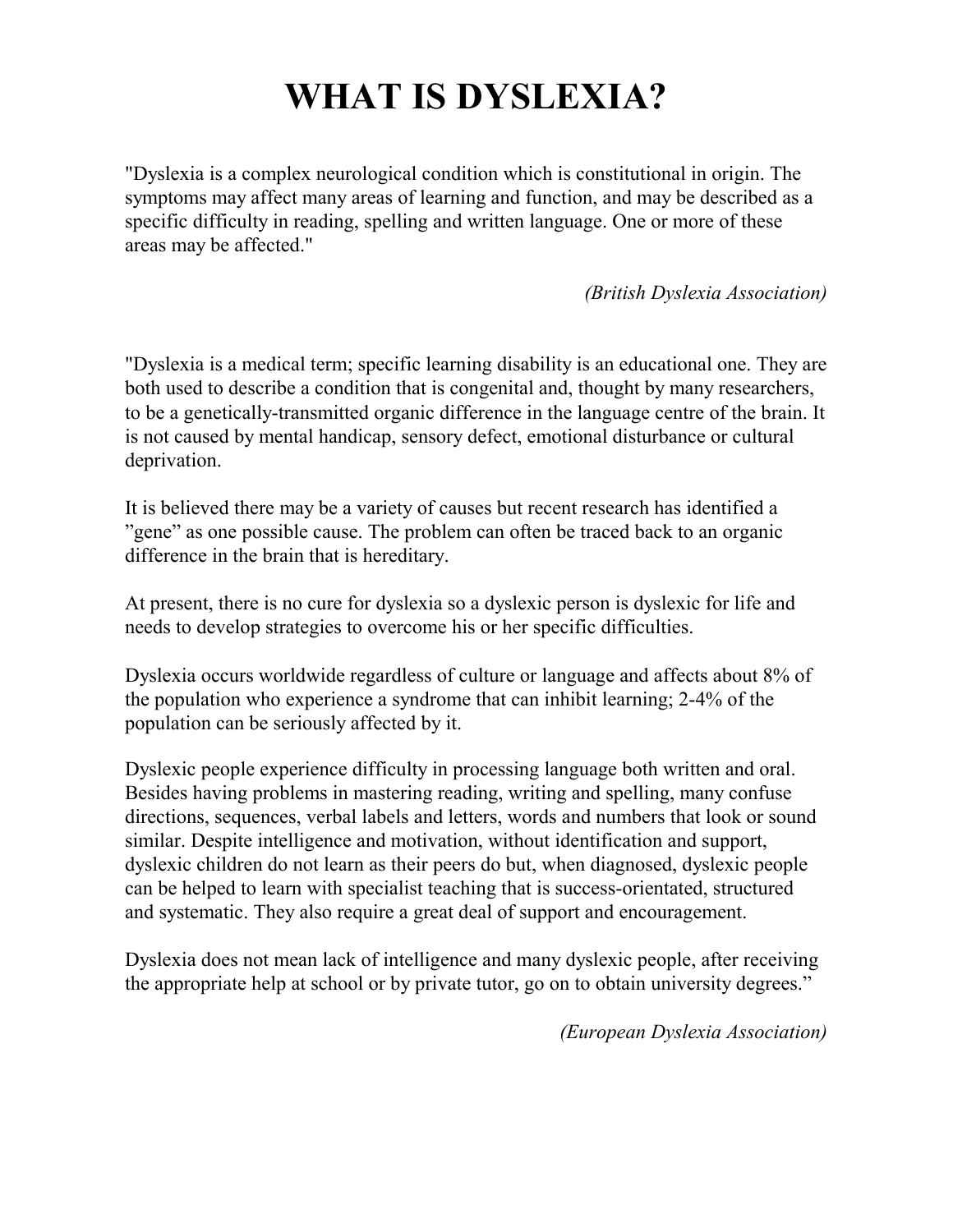# WHAT IS DYSLEXIA?

"Dyslexia is a complex neurological condition which is constitutional in origin. The symptoms may affect many areas of learning and function, and may be described as a specific difficulty in reading, spelling and written language. One or more of these areas may be affected."

*(British Dyslexia Association)*

"Dyslexia is a medical term; specific learning disability is an educational one. They are both used to describe a condition that is congenital and, thought by many researchers, to be a genetically-transmitted organic difference in the language centre of the brain. It is not caused by mental handicap, sensory defect, emotional disturbance or cultural deprivation.

It is believed there may be a variety of causes but recent research has identified a "gene" as one possible cause. The problem can often be traced back to an organic difference in the brain that is hereditary.

At present, there is no cure for dyslexia so a dyslexic person is dyslexic for life and needs to develop strategies to overcome his or her specific difficulties.

Dyslexia occurs worldwide regardless of culture or language and affects about 8% of the population who experience a syndrome that can inhibit learning; 2-4% of the population can be seriously affected by it.

Dyslexic people experience difficulty in processing language both written and oral. Besides having problems in mastering reading, writing and spelling, many confuse directions, sequences, verbal labels and letters, words and numbers that look or sound similar. Despite intelligence and motivation, without identification and support, dyslexic children do not learn as their peers do but, when diagnosed, dyslexic people can be helped to learn with specialist teaching that is success-orientated, structured and systematic. They also require a great deal of support and encouragement.

Dyslexia does not mean lack of intelligence and many dyslexic people, after receiving the appropriate help at school or by private tutor, go on to obtain university degrees."

*(European Dyslexia Association)*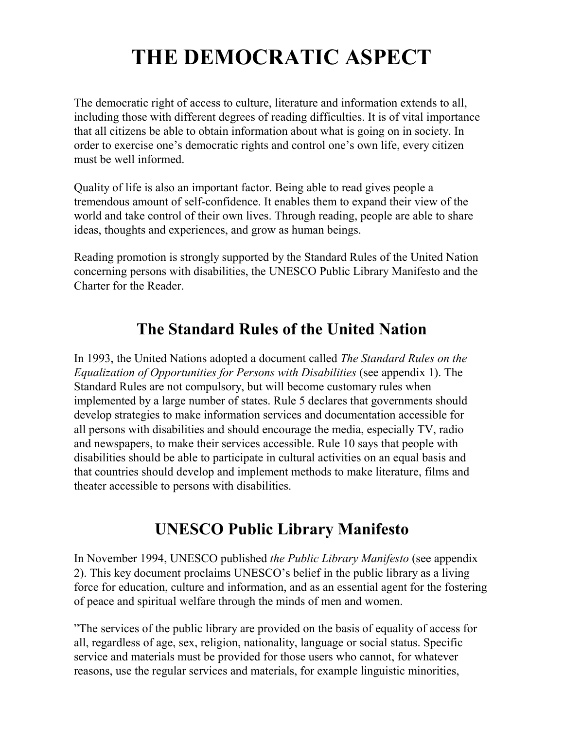# THE DEMOCRATIC ASPECT

The democratic right of access to culture, literature and information extends to all, including those with different degrees of reading difficulties. It is of vital importance that all citizens be able to obtain information about what is going on in society. In order to exercise one's democratic rights and control one's own life, every citizen must be well informed.

Quality of life is also an important factor. Being able to read gives people a tremendous amount of self-confidence. It enables them to expand their view of the world and take control of their own lives. Through reading, people are able to share ideas, thoughts and experiences, and grow as human beings.

Reading promotion is strongly supported by the Standard Rules of the United Nation concerning persons with disabilities, the UNESCO Public Library Manifesto and the Charter for the Reader.

## The Standard Rules of the United Nation

In 1993, the United Nations adopted a document called *The Standard Rules on the Equalization of Opportunities for Persons with Disabilities* (see appendix 1). The Standard Rules are not compulsory, but will become customary rules when implemented by a large number of states. Rule 5 declares that governments should develop strategies to make information services and documentation accessible for all persons with disabilities and should encourage the media, especially TV, radio and newspapers, to make their services accessible. Rule 10 says that people with disabilities should be able to participate in cultural activities on an equal basis and that countries should develop and implement methods to make literature, films and theater accessible to persons with disabilities.

## UNESCO Public Library Manifesto

In November 1994, UNESCO published *the Public Library Manifesto* (see appendix 2). This key document proclaims UNESCO's belief in the public library as a living force for education, culture and information, and as an essential agent for the fostering of peace and spiritual welfare through the minds of men and women.

"The services of the public library are provided on the basis of equality of access for all, regardless of age, sex, religion, nationality, language or social status. Specific service and materials must be provided for those users who cannot, for whatever reasons, use the regular services and materials, for example linguistic minorities,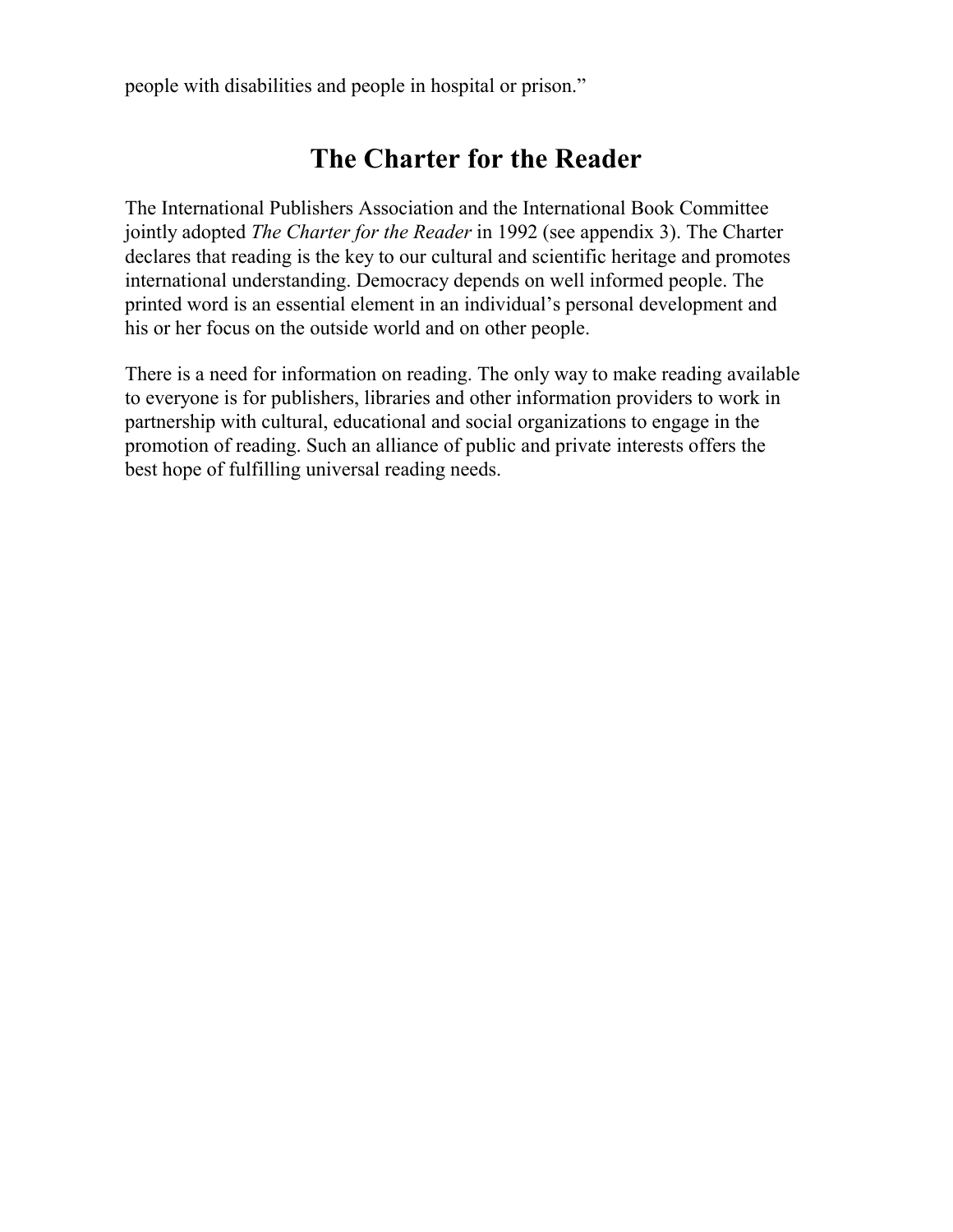people with disabilities and people in hospital or prison."

## The Charter for the Reader

The International Publishers Association and the International Book Committee jointly adopted *The Charter for the Reader* in 1992 (see appendix 3). The Charter declares that reading is the key to our cultural and scientific heritage and promotes international understanding. Democracy depends on well informed people. The printed word is an essential element in an individual's personal development and his or her focus on the outside world and on other people.

There is a need for information on reading. The only way to make reading available to everyone is for publishers, libraries and other information providers to work in partnership with cultural, educational and social organizations to engage in the promotion of reading. Such an alliance of public and private interests offers the best hope of fulfilling universal reading needs.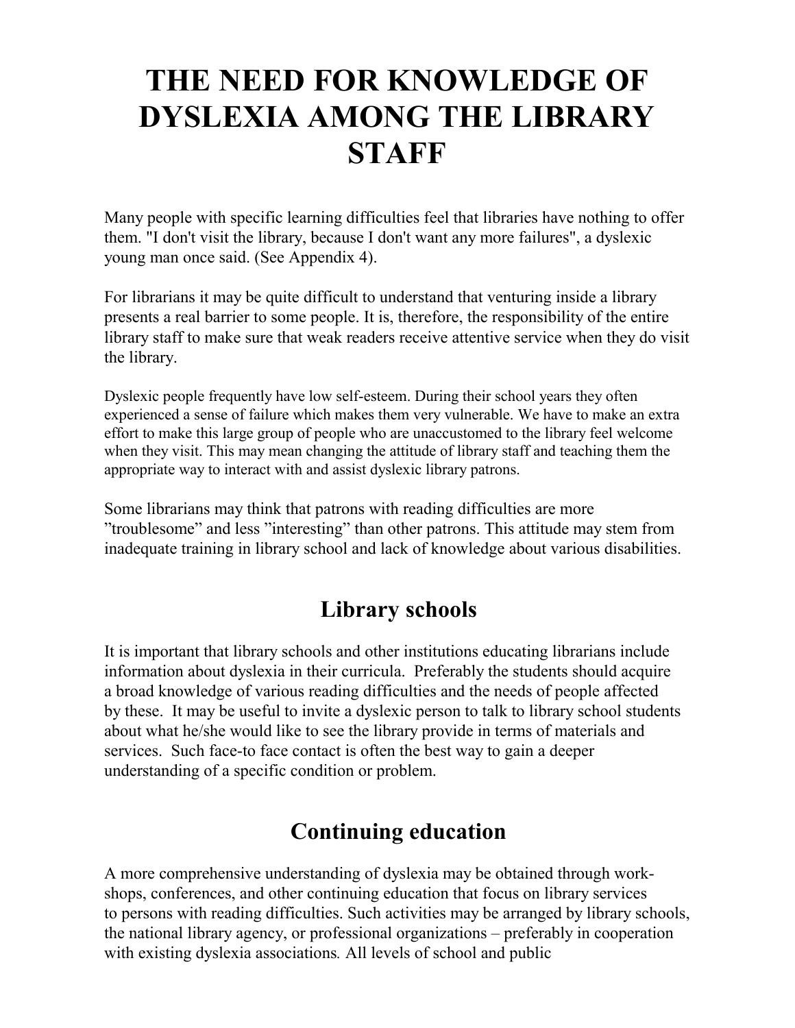# THE NEED FOR KNOWLEDGE OF DYSLEXIA AMONG THE LIBRARY STAFF

Many people with specific learning difficulties feel that libraries have nothing to offer them. "I don't visit the library, because I don't want any more failures", a dyslexic young man once said. (See Appendix 4).

For librarians it may be quite difficult to understand that venturing inside a library presents a real barrier to some people. It is, therefore, the responsibility of the entire library staff to make sure that weak readers receive attentive service when they do visit the library.

Dyslexic people frequently have low self-esteem. During their school years they often experienced a sense of failure which makes them very vulnerable. We have to make an extra effort to make this large group of people who are unaccustomed to the library feel welcome when they visit. This may mean changing the attitude of library staff and teaching them the appropriate way to interact with and assist dyslexic library patrons.

Some librarians may think that patrons with reading difficulties are more ”troublesome” and less ”interesting” than other patrons. This attitude may stem from inadequate training in library school and lack of knowledge about various disabilities.

## Library schools

It is important that library schools and other institutions educating librarians include information about dyslexia in their curricula. Preferably the students should acquire a broad knowledge of various reading difficulties and the needs of people affected by these. It may be useful to invite a dyslexic person to talk to library school students about what he/she would like to see the library provide in terms of materials and services. Such face-to face contact is often the best way to gain a deeper understanding of a specific condition or problem.

## Continuing education

A more comprehensive understanding of dyslexia may be obtained through work-shops, conferences, and other continuing education that focus on library services to persons with reading difficulties. Such activities may be arranged by library schools, the national library agency, or professional organizations – preferably in cooperation with existing dyslexia associations. All levels of school and public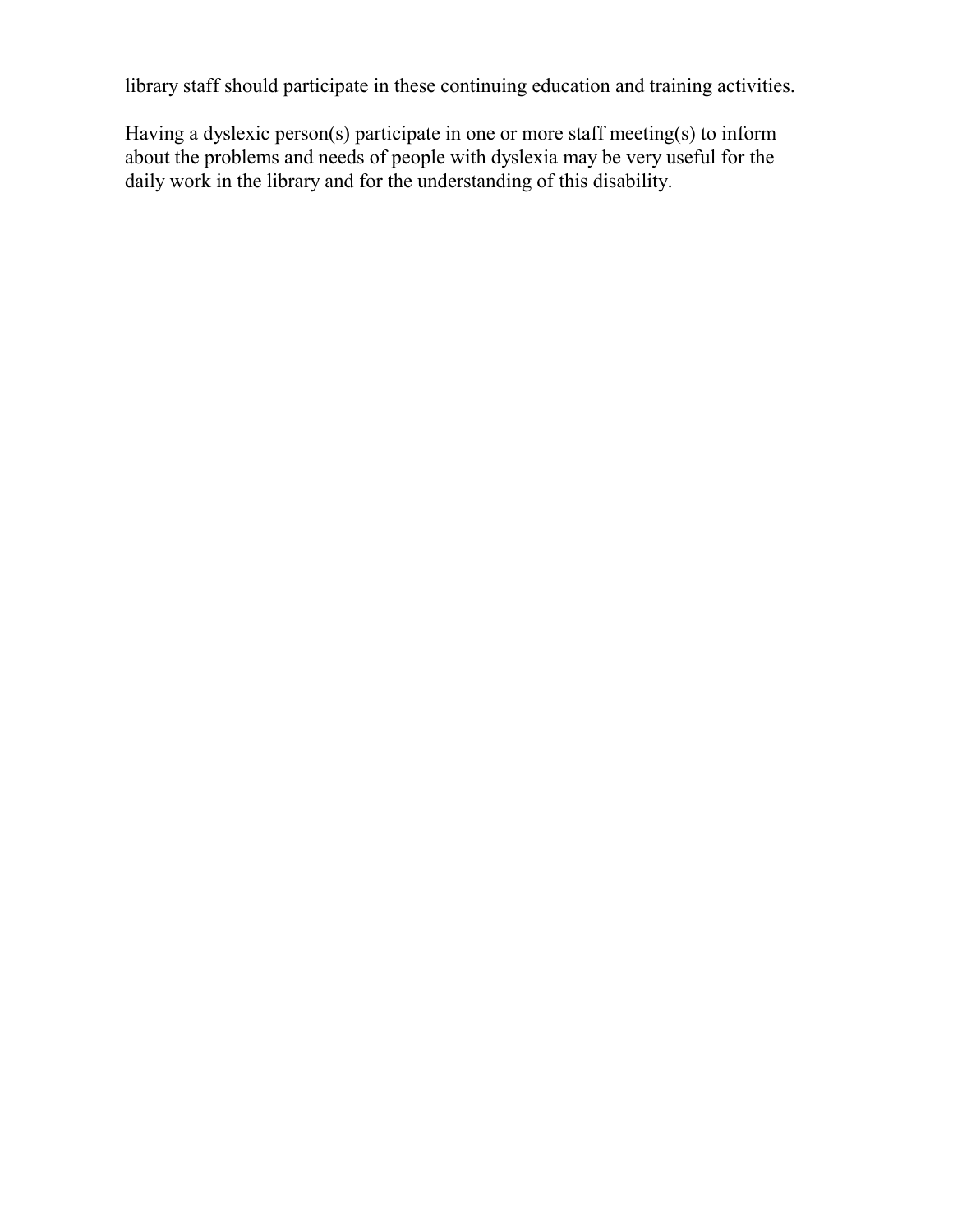library staff should participate in these continuing education and training activities.

Having a dyslexic person(s) participate in one or more staff meeting(s) to inform about the problems and needs of people with dyslexia may be very useful for the daily work in the library and for the understanding of this disability.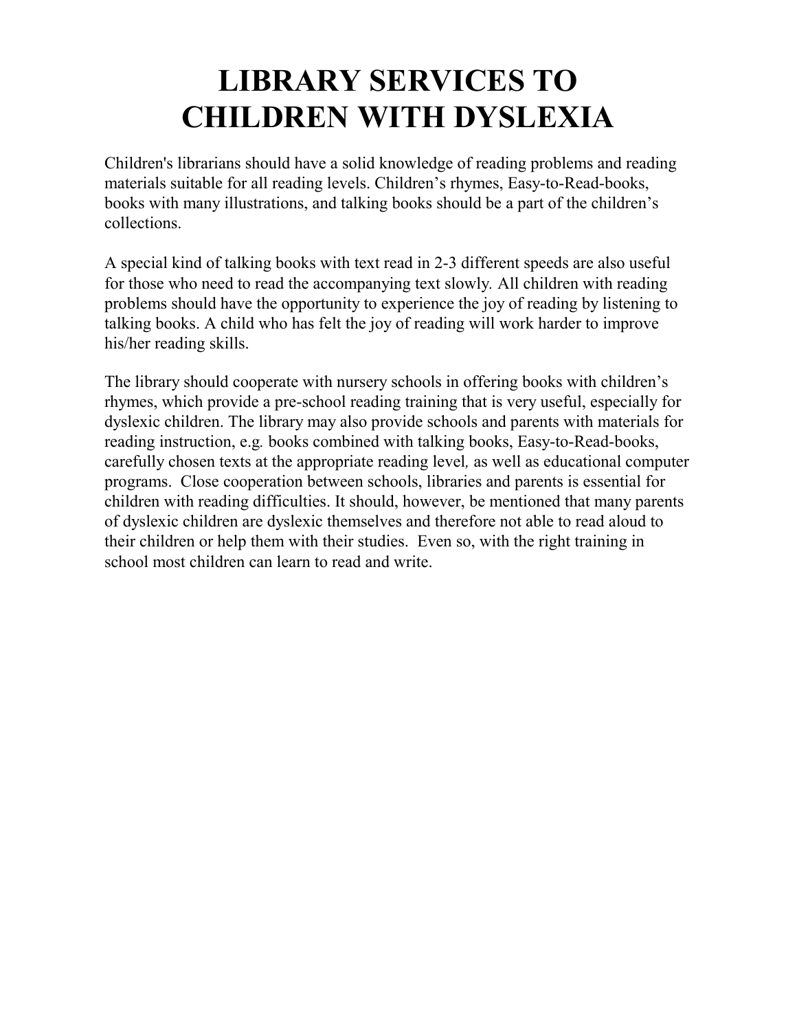# LIBRARY SERVICES TO CHILDREN WITH DYSLEXIA

Children's librarians should have a solid knowledge of reading problems and reading materials suitable for all reading levels. Children's rhymes, Easy-to-Read-books, books with many illustrations, and talking books should be a part of the children's collections.

A special kind of talking books with text read in 2-3 different speeds are also useful for those who need to read the accompanying text slowly. All children with reading problems should have the opportunity to experience the joy of reading by listening to talking books. A child who has felt the joy of reading will work harder to improve his/her reading skills.

The library should cooperate with nursery schools in offering books with children's rhymes, which provide a pre-school reading training that is very useful, especially for dyslexic children. The library may also provide schools and parents with materials for reading instruction, e.g. books combined with talking books, Easy-to-Read-books, carefully chosen texts at the appropriate reading level, as well as educational computer programs. Close cooperation between schools, libraries and parents is essential for children with reading difficulties. It should, however, be mentioned that many parents of dyslexic children are dyslexic themselves and therefore not able to read aloud to their children or help them with their studies. Even so, with the right training in school most children can learn to read and write.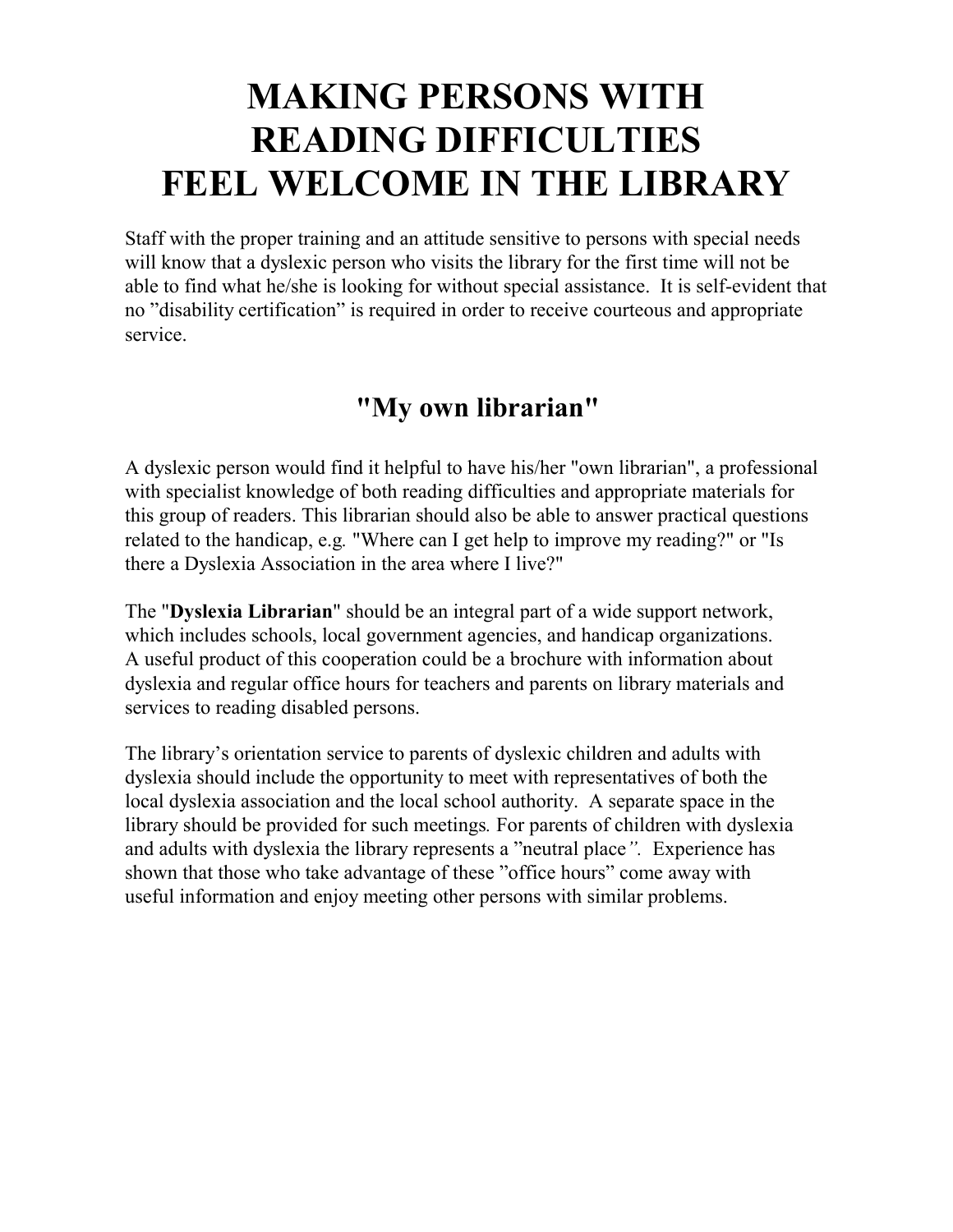# MAKING PERSONS WITH READING DIFFICULTIES FEEL WELCOME IN THE LIBRARY

Staff with the proper training and an attitude sensitive to persons with special needs will know that a dyslexic person who visits the library for the first time will not be able to find what he/she is looking for without special assistance. It is self-evident that no ”disability certification” is required in order to receive courteous and appropriate service.

## "My own librarian"

A dyslexic person would find it helpful to have his/her "own librarian", a professional with specialist knowledge of both reading difficulties and appropriate materials for this group of readers. This librarian should also be able to answer practical questions related to the handicap, e.g. "Where can I get help to improve my reading?" or "Is there a Dyslexia Association in the area where I live?"

The "**Dyslexia Librarian**" should be an integral part of a wide support network, which includes schools, local government agencies, and handicap organizations. A useful product of this cooperation could be a brochure with information about dyslexia and regular office hours for teachers and parents on library materials and services to reading disabled persons.

The library's orientation service to parents of dyslexic children and adults with dyslexia should include the opportunity to meet with representatives of both the local dyslexia association and the local school authority. A separate space in the library should be provided for such meetings. For parents of children with dyslexia and adults with dyslexia the library represents a ”neutral place*”*. Experience has shown that those who take advantage of these ”office hours” come away with useful information and enjoy meeting other persons with similar problems.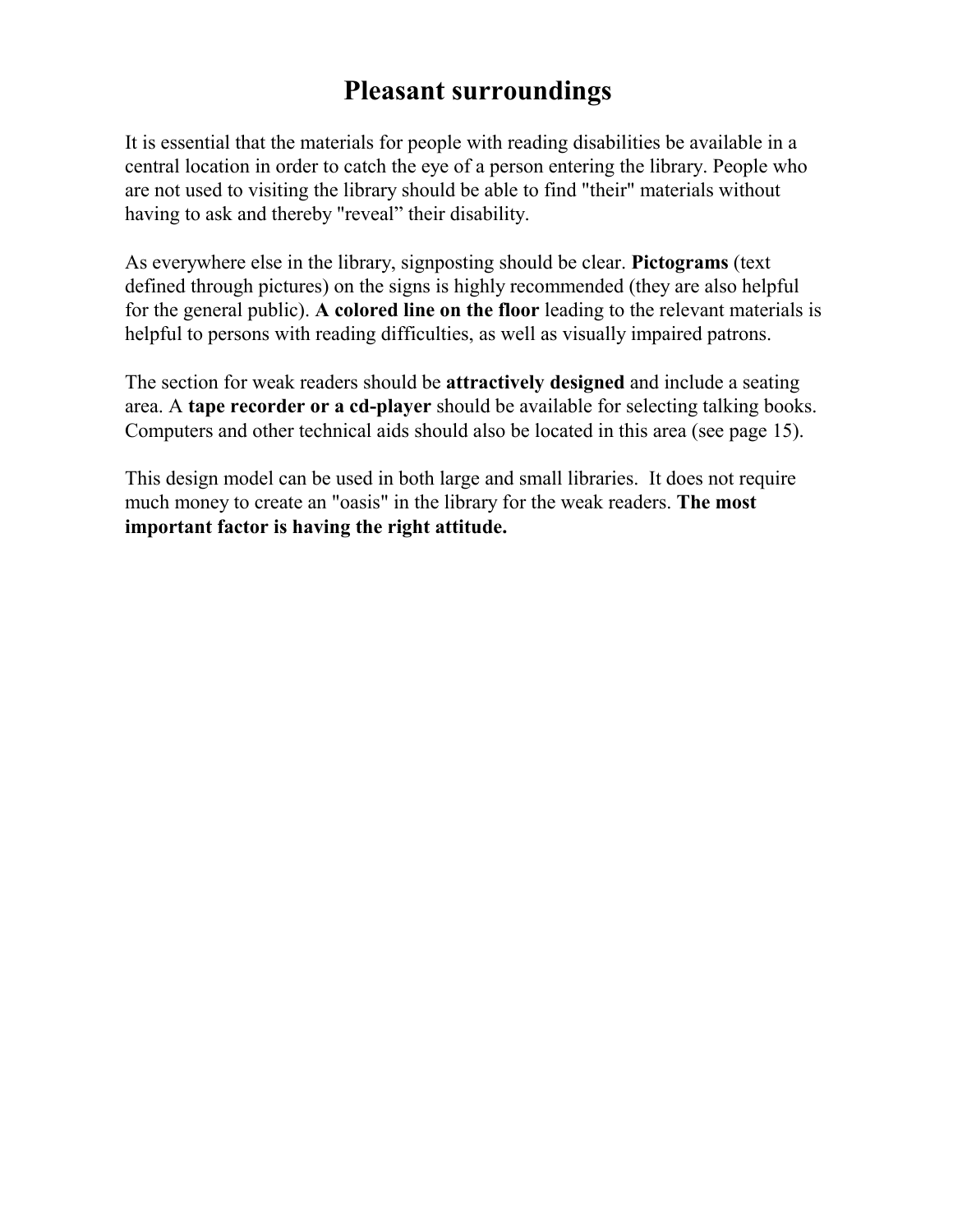# Pleasant surroundings

It is essential that the materials for people with reading disabilities be available in a central location in order to catch the eye of a person entering the library. People who are not used to visiting the library should be able to find "their" materials without having to ask and thereby "reveal" their disability.

As everywhere else in the library, signposting should be clear. **Pictograms** (text defined through pictures) on the signs is highly recommended (they are also helpful for the general public). **A colored line on the floor** leading to the relevant materials is helpful to persons with reading difficulties, as well as visually impaired patrons.

The section for weak readers should be **attractively designed** and include a seating area. A **tape recorder or a cd-player** should be available for selecting talking books. Computers and other technical aids should also be located in this area (see page 15).

This design model can be used in both large and small libraries. It does not require much money to create an "oasis" in the library for the weak readers. **The most important factor is having the right attitude.**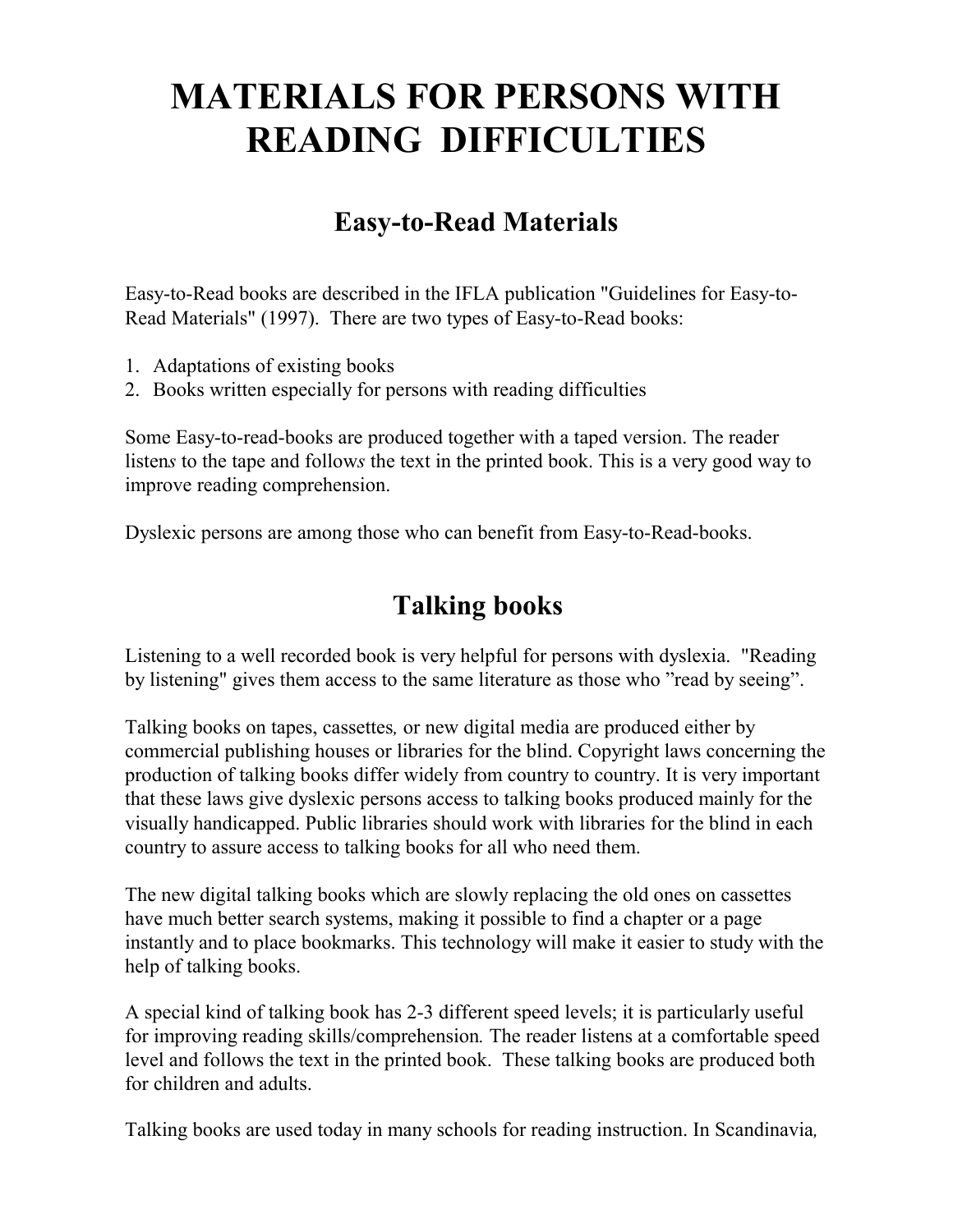# MATERIALS FOR PERSONS WITH READING DIFFICULTIES

## Easy-to-Read Materials

Easy-to-Read books are described in the IFLA publication "Guidelines for Easy-to-Read Materials" (1997). There are two types of Easy-to-Read books:

1. Adaptations of existing books
2. Books written especially for persons with reading difficulties

Some Easy-to-read-books are produced together with a taped version. The reader listen*s* to the tape and follow*s* the text in the printed book. This is a very good way to improve reading comprehension.

Dyslexic persons are among those who can benefit from Easy-to-Read-books.

## Talking books

Listening to a well recorded book is very helpful for persons with dyslexia. "Reading by listening" gives them access to the same literature as those who "read by seeing".

Talking books on tapes, cassettes*,* or new digital media are produced either by commercial publishing houses or libraries for the blind. Copyright laws concerning the production of talking books differ widely from country to country. It is very important that these laws give dyslexic persons access to talking books produced mainly for the visually handicapped. Public libraries should work with libraries for the blind in each country to assure access to talking books for all who need them.

The new digital talking books which are slowly replacing the old ones on cassettes have much better search systems, making it possible to find a chapter or a page instantly and to place bookmarks. This technology will make it easier to study with the help of talking books.

A special kind of talking book has 2-3 different speed levels; it is particularly useful for improving reading skills/comprehension*.* The reader listens at a comfortable speed level and follows the text in the printed book. These talking books are produced both for children and adults.

Talking books are used today in many schools for reading instruction. In Scandinavia*,*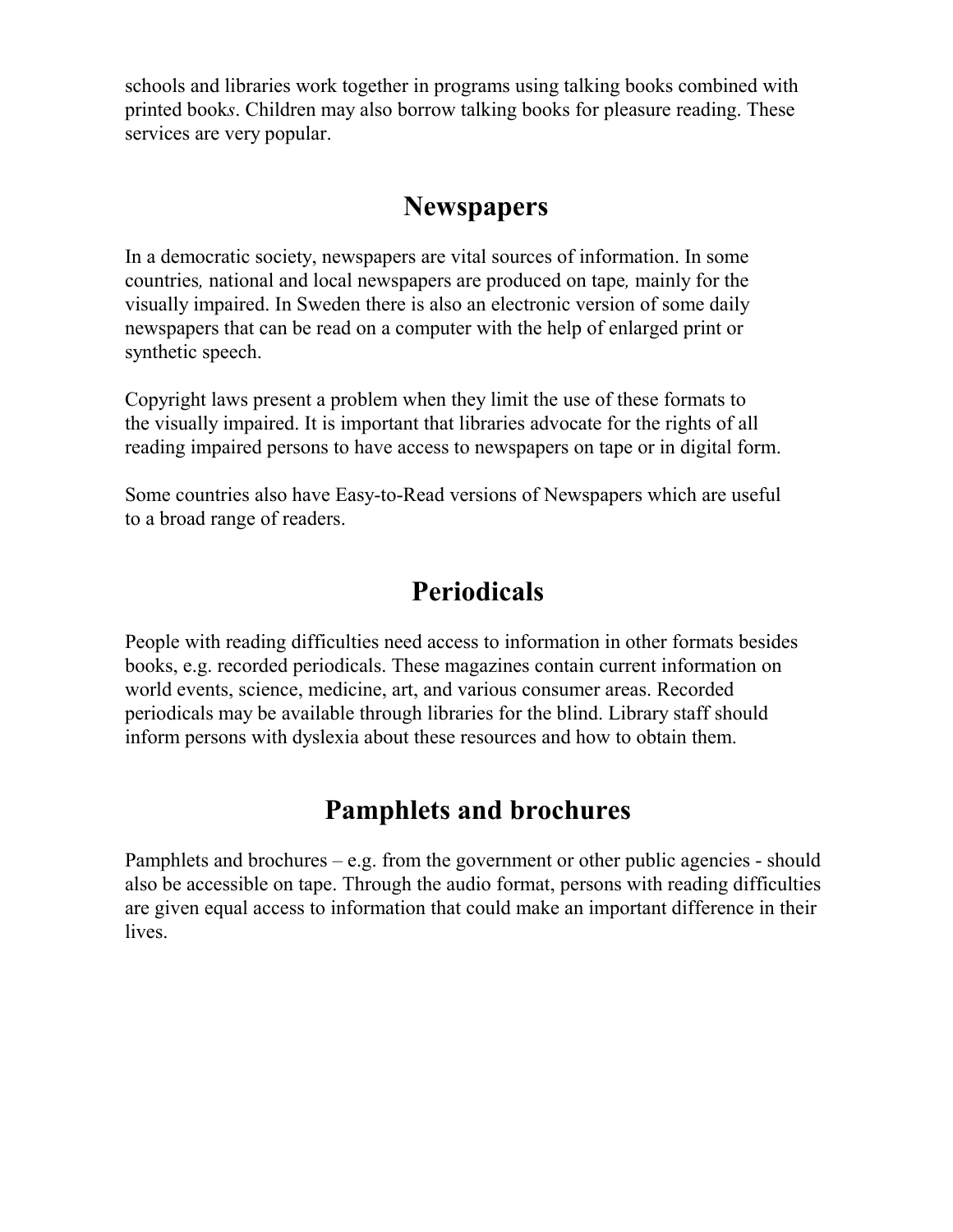schools and libraries work together in programs using talking books combined with printed book*s*. Children may also borrow talking books for pleasure reading. These services are very popular.

## Newspapers

In a democratic society, newspapers are vital sources of information. In some countries*,* national and local newspapers are produced on tape*,* mainly for the visually impaired. In Sweden there is also an electronic version of some daily newspapers that can be read on a computer with the help of enlarged print or synthetic speech.

Copyright laws present a problem when they limit the use of these formats to the visually impaired. It is important that libraries advocate for the rights of all reading impaired persons to have access to newspapers on tape or in digital form.

Some countries also have Easy-to-Read versions of Newspapers which are useful to a broad range of readers.

## Periodicals

People with reading difficulties need access to information in other formats besides books, e.g. recorded periodicals. These magazines contain current information on world events, science, medicine, art, and various consumer areas. Recorded periodicals may be available through libraries for the blind. Library staff should inform persons with dyslexia about these resources and how to obtain them.

## Pamphlets and brochures

Pamphlets and brochures – e.g. from the government or other public agencies - should also be accessible on tape. Through the audio format, persons with reading difficulties are given equal access to information that could make an important difference in their lives.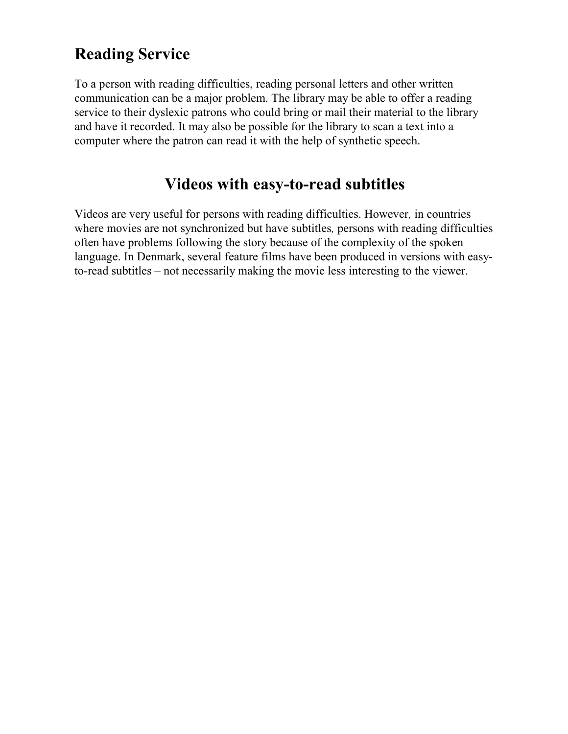## Reading Service

To a person with reading difficulties, reading personal letters and other written communication can be a major problem. The library may be able to offer a reading service to their dyslexic patrons who could bring or mail their material to the library and have it recorded. It may also be possible for the library to scan a text into a computer where the patron can read it with the help of synthetic speech.

## Videos with easy-to-read subtitles

Videos are very useful for persons with reading difficulties. However, in countries where movies are not synchronized but have subtitles, persons with reading difficulties often have problems following the story because of the complexity of the spoken language. In Denmark, several feature films have been produced in versions with easy-to-read subtitles – not necessarily making the movie less interesting to the viewer.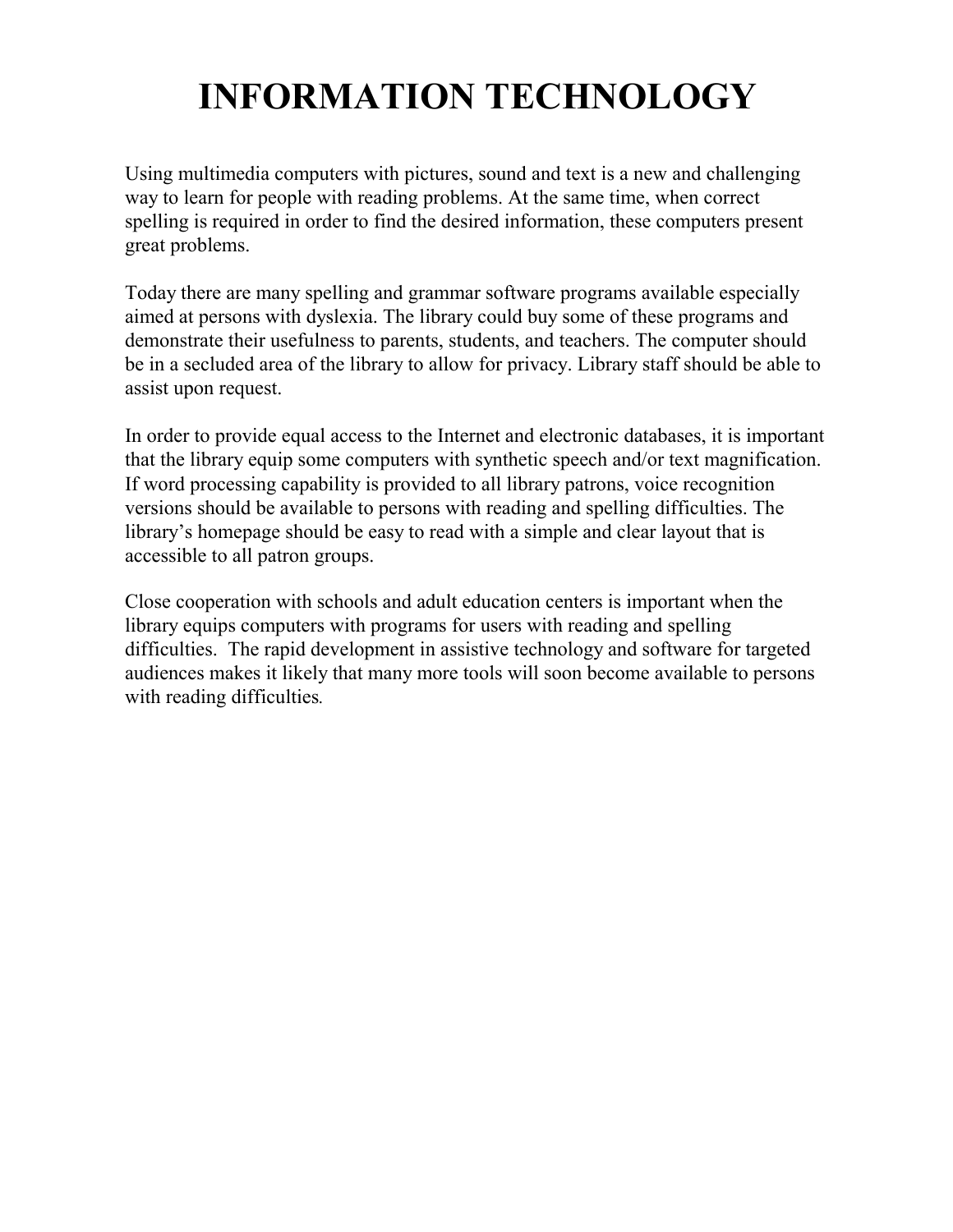# INFORMATION TECHNOLOGY

Using multimedia computers with pictures, sound and text is a new and challenging way to learn for people with reading problems. At the same time, when correct spelling is required in order to find the desired information, these computers present great problems.

Today there are many spelling and grammar software programs available especially aimed at persons with dyslexia. The library could buy some of these programs and demonstrate their usefulness to parents, students, and teachers. The computer should be in a secluded area of the library to allow for privacy. Library staff should be able to assist upon request.

In order to provide equal access to the Internet and electronic databases, it is important that the library equip some computers with synthetic speech and/or text magnification. If word processing capability is provided to all library patrons, voice recognition versions should be available to persons with reading and spelling difficulties. The library's homepage should be easy to read with a simple and clear layout that is accessible to all patron groups.

Close cooperation with schools and adult education centers is important when the library equips computers with programs for users with reading and spelling difficulties. The rapid development in assistive technology and software for targeted audiences makes it likely that many more tools will soon become available to persons with reading difficulties.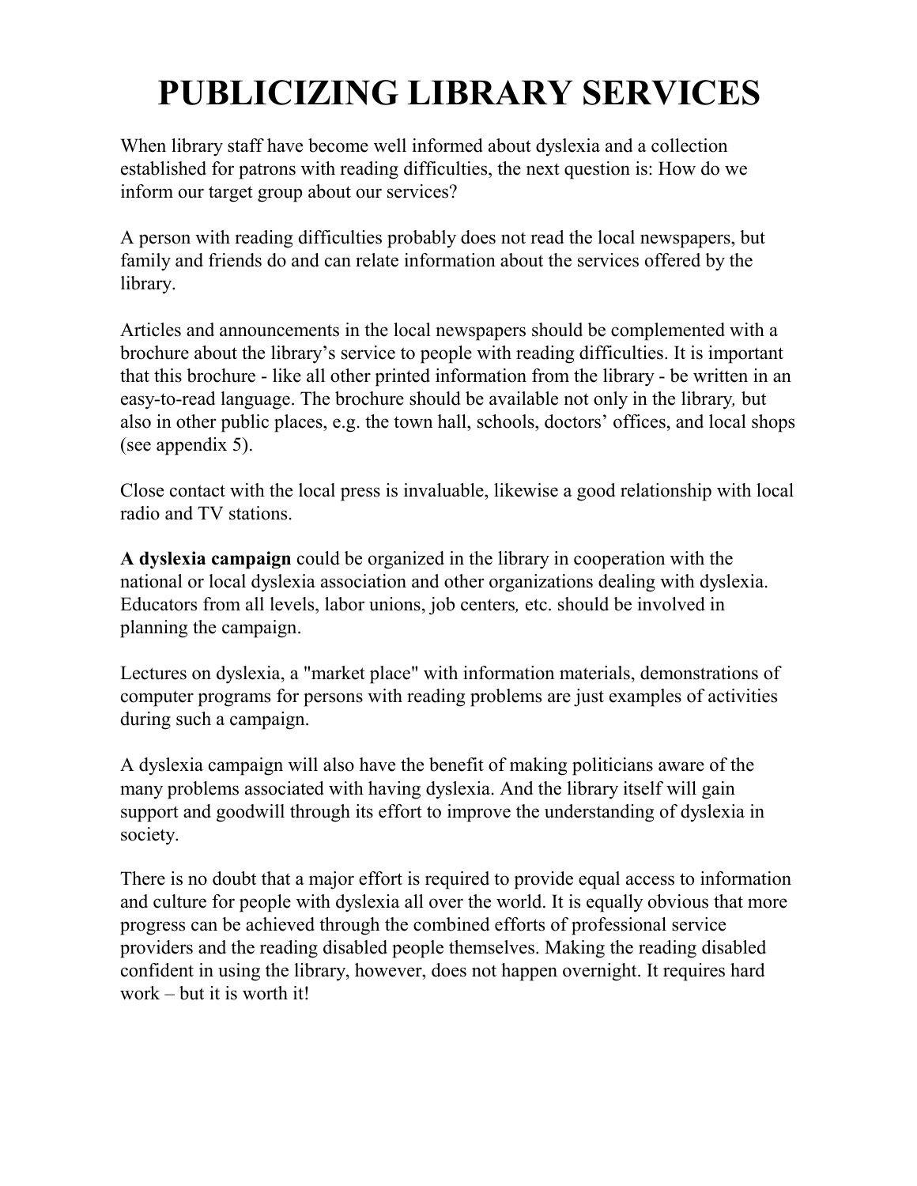# PUBLICIZING LIBRARY SERVICES

When library staff have become well informed about dyslexia and a collection established for patrons with reading difficulties, the next question is: How do we inform our target group about our services?

A person with reading difficulties probably does not read the local newspapers, but family and friends do and can relate information about the services offered by the library.

Articles and announcements in the local newspapers should be complemented with a brochure about the library's service to people with reading difficulties. It is important that this brochure - like all other printed information from the library - be written in an easy-to-read language. The brochure should be available not only in the library, but also in other public places, e.g. the town hall, schools, doctors' offices, and local shops (see appendix 5).

Close contact with the local press is invaluable, likewise a good relationship with local radio and TV stations.

**A dyslexia campaign** could be organized in the library in cooperation with the national or local dyslexia association and other organizations dealing with dyslexia. Educators from all levels, labor unions, job centers, etc. should be involved in planning the campaign.

Lectures on dyslexia, a "market place" with information materials, demonstrations of computer programs for persons with reading problems are just examples of activities during such a campaign.

A dyslexia campaign will also have the benefit of making politicians aware of the many problems associated with having dyslexia. And the library itself will gain support and goodwill through its effort to improve the understanding of dyslexia in society.

There is no doubt that a major effort is required to provide equal access to information and culture for people with dyslexia all over the world. It is equally obvious that more progress can be achieved through the combined efforts of professional service providers and the reading disabled people themselves. Making the reading disabled confident in using the library, however, does not happen overnight. It requires hard work – but it is worth it!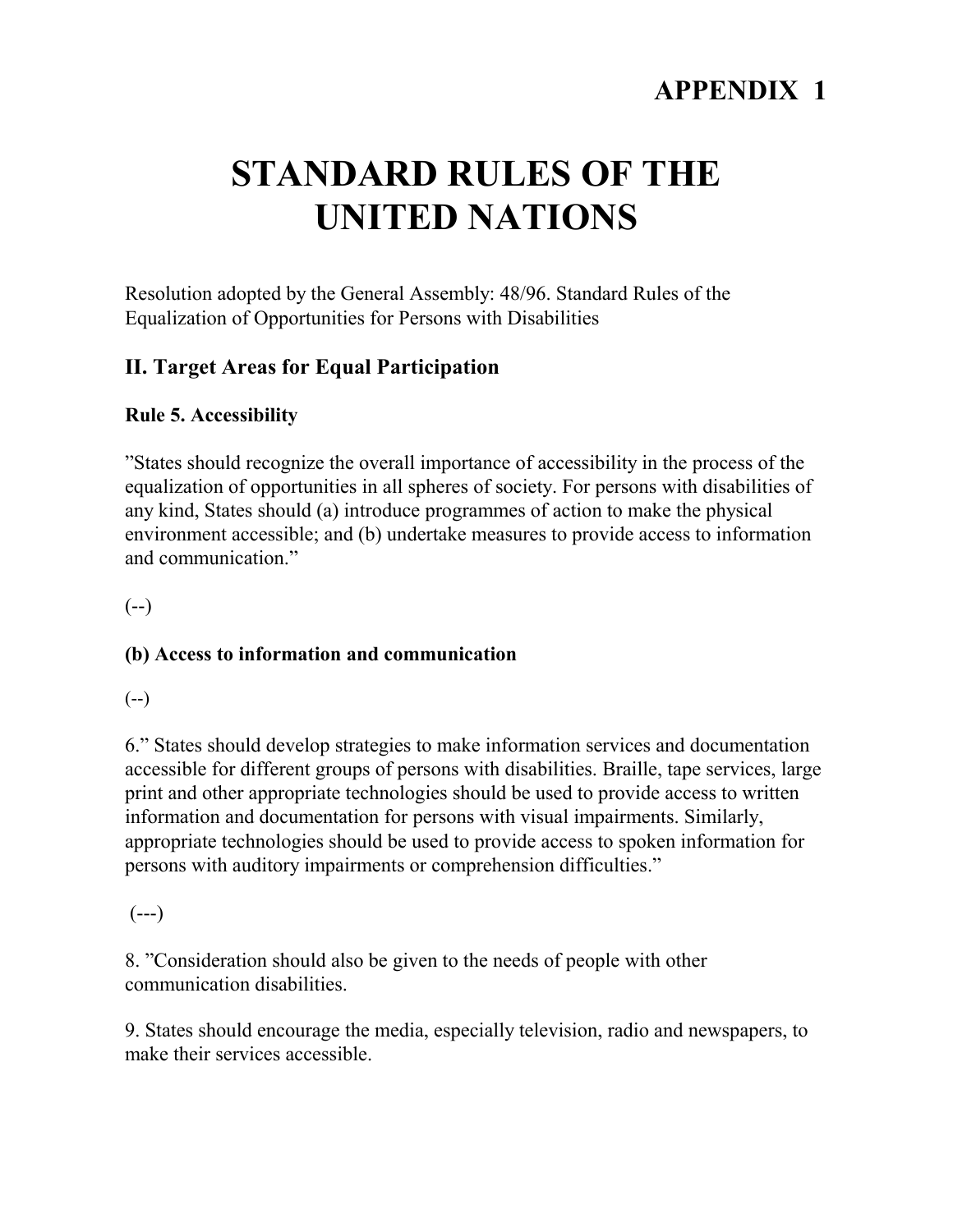**APPENDIX 1**

# STANDARD RULES OF THE UNITED NATIONS

Resolution adopted by the General Assembly: 48/96. Standard Rules of the Equalization of Opportunities for Persons with Disabilities

## II. Target Areas for Equal Participation

### Rule 5. Accessibility

”States should recognize the overall importance of accessibility in the process of the equalization of opportunities in all spheres of society. For persons with disabilities of any kind, States should (a) introduce programmes of action to make the physical environment accessible; and (b) undertake measures to provide access to information and communication.”

(--)

**(b) Access to information and communication**

(--)

6.” States should develop strategies to make information services and documentation accessible for different groups of persons with disabilities. Braille, tape services, large print and other appropriate technologies should be used to provide access to written information and documentation for persons with visual impairments. Similarly, appropriate technologies should be used to provide access to spoken information for persons with auditory impairments or comprehension difficulties.”

(---)

8. ”Consideration should also be given to the needs of people with other communication disabilities.

9. States should encourage the media, especially television, radio and newspapers, to make their services accessible.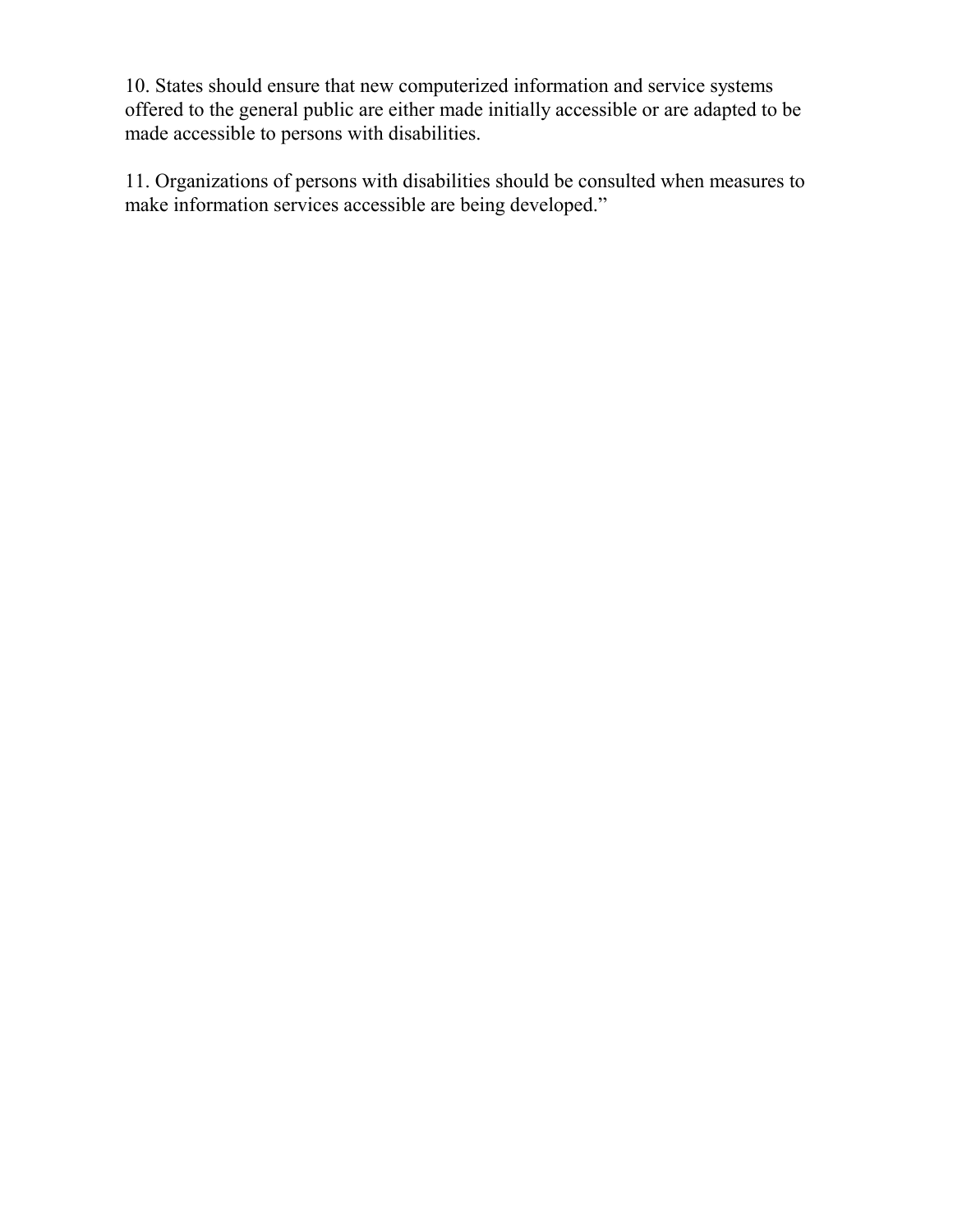10. States should ensure that new computerized information and service systems offered to the general public are either made initially accessible or are adapted to be made accessible to persons with disabilities.

11. Organizations of persons with disabilities should be consulted when measures to make information services accessible are being developed."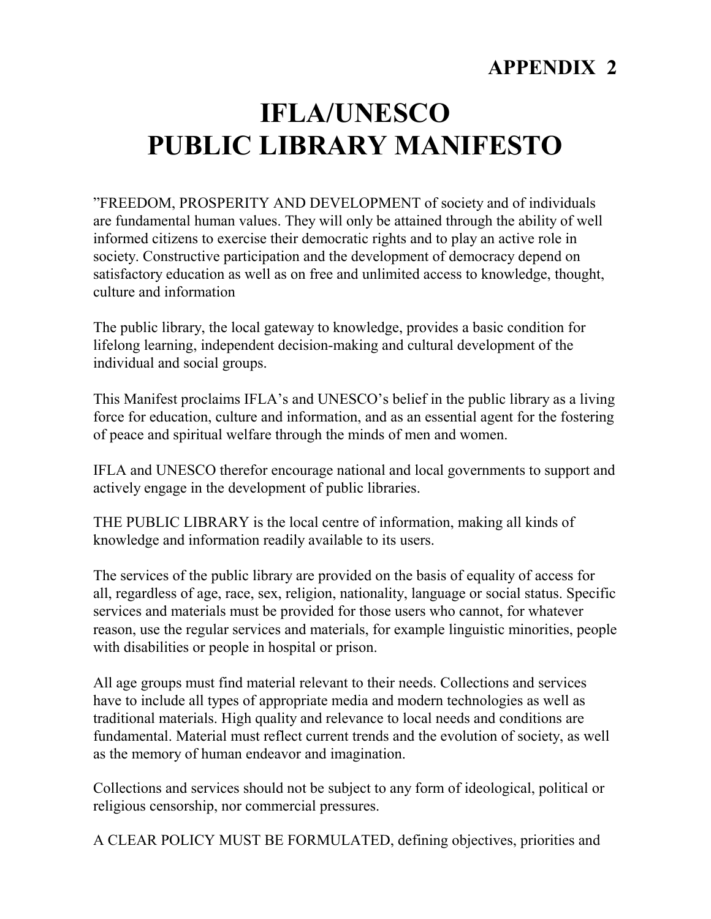## APPENDIX 2

# IFLA/UNESCO PUBLIC LIBRARY MANIFESTO

”FREEDOM, PROSPERITY AND DEVELOPMENT of society and of individuals are fundamental human values. They will only be attained through the ability of well informed citizens to exercise their democratic rights and to play an active role in society. Constructive participation and the development of democracy depend on satisfactory education as well as on free and unlimited access to knowledge, thought, culture and information

The public library, the local gateway to knowledge, provides a basic condition for lifelong learning, independent decision-making and cultural development of the individual and social groups.

This Manifest proclaims IFLA’s and UNESCO’s belief in the public library as a living force for education, culture and information, and as an essential agent for the fostering of peace and spiritual welfare through the minds of men and women.

IFLA and UNESCO therefor encourage national and local governments to support and actively engage in the development of public libraries.

THE PUBLIC LIBRARY is the local centre of information, making all kinds of knowledge and information readily available to its users.

The services of the public library are provided on the basis of equality of access for all, regardless of age, race, sex, religion, nationality, language or social status. Specific services and materials must be provided for those users who cannot, for whatever reason, use the regular services and materials, for example linguistic minorities, people with disabilities or people in hospital or prison.

All age groups must find material relevant to their needs. Collections and services have to include all types of appropriate media and modern technologies as well as traditional materials. High quality and relevance to local needs and conditions are fundamental. Material must reflect current trends and the evolution of society, as well as the memory of human endeavor and imagination.

Collections and services should not be subject to any form of ideological, political or religious censorship, nor commercial pressures.

A CLEAR POLICY MUST BE FORMULATED, defining objectives, priorities and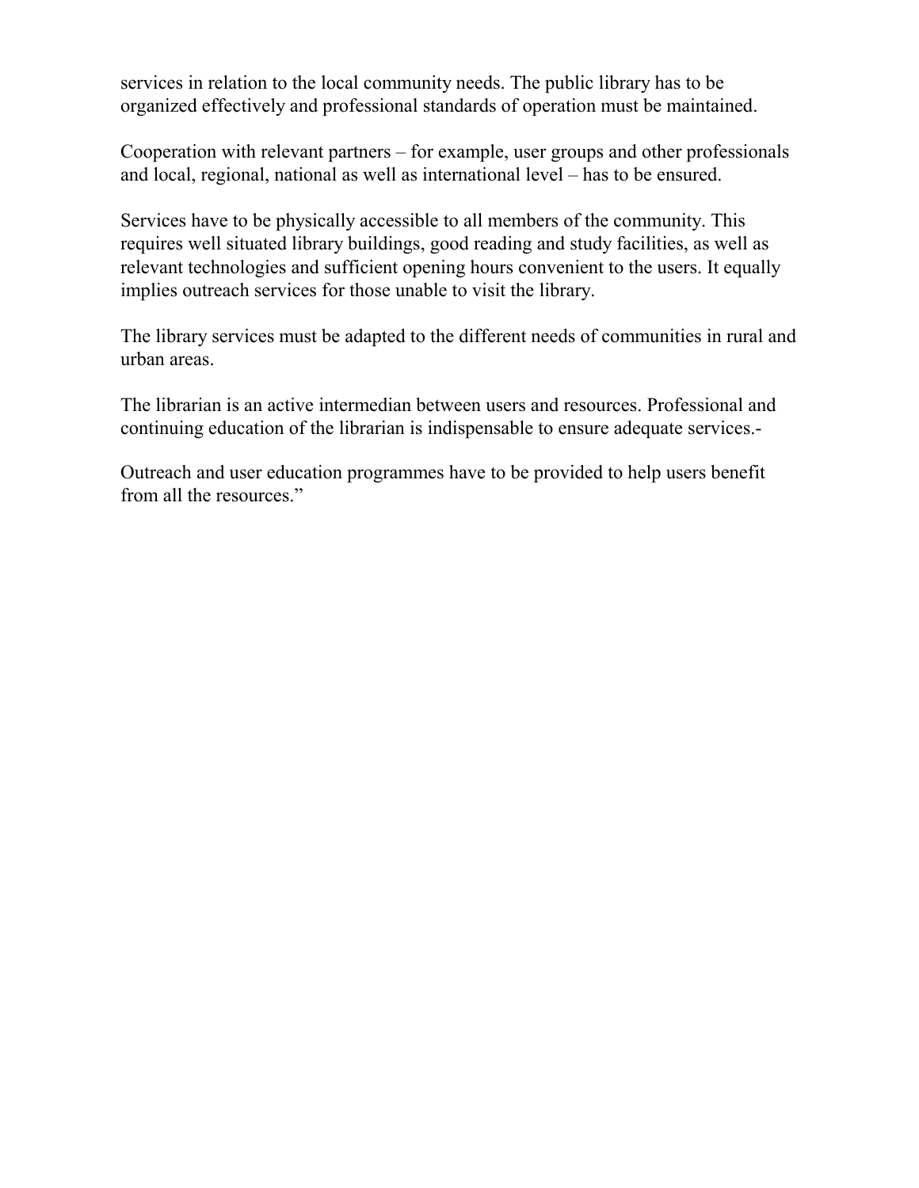services in relation to the local community needs. The public library has to be organized effectively and professional standards of operation must be maintained.

Cooperation with relevant partners – for example, user groups and other professionals and local, regional, national as well as international level – has to be ensured.

Services have to be physically accessible to all members of the community. This requires well situated library buildings, good reading and study facilities, as well as relevant technologies and sufficient opening hours convenient to the users. It equally implies outreach services for those unable to visit the library.

The library services must be adapted to the different needs of communities in rural and urban areas.

The librarian is an active intermedian between users and resources. Professional and continuing education of the librarian is indispensable to ensure adequate services.-

Outreach and user education programmes have to be provided to help users benefit from all the resources."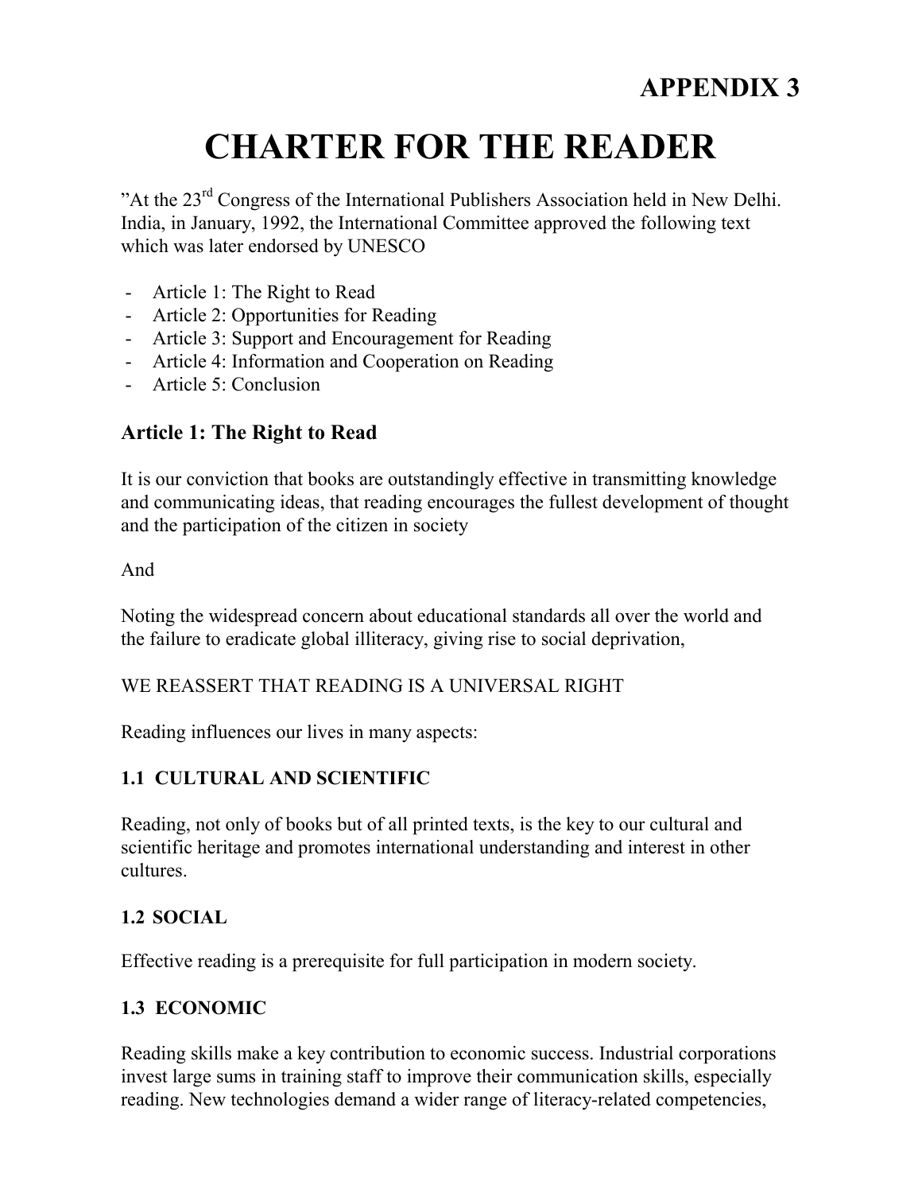# APPENDIX 3

# CHARTER FOR THE READER

"At the 23rd Congress of the International Publishers Association held in New Delhi. India, in January, 1992, the International Committee approved the following text which was later endorsed by UNESCO

- Article 1: The Right to Read
- Article 2: Opportunities for Reading
- Article 3: Support and Encouragement for Reading
- Article 4: Information and Cooperation on Reading
- Article 5: Conclusion

## Article 1: The Right to Read

It is our conviction that books are outstandingly effective in transmitting knowledge and communicating ideas, that reading encourages the fullest development of thought and the participation of the citizen in society

And

Noting the widespread concern about educational standards all over the world and the failure to eradicate global illiteracy, giving rise to social deprivation,

WE REASSERT THAT READING IS A UNIVERSAL RIGHT

Reading influences our lives in many aspects:

### 1.1 CULTURAL AND SCIENTIFIC

Reading, not only of books but of all printed texts, is the key to our cultural and scientific heritage and promotes international understanding and interest in other cultures.

### 1.2 SOCIAL

Effective reading is a prerequisite for full participation in modern society.

### 1.3 ECONOMIC

Reading skills make a key contribution to economic success. Industrial corporations invest large sums in training staff to improve their communication skills, especially reading. New technologies demand a wider range of literacy-related competencies,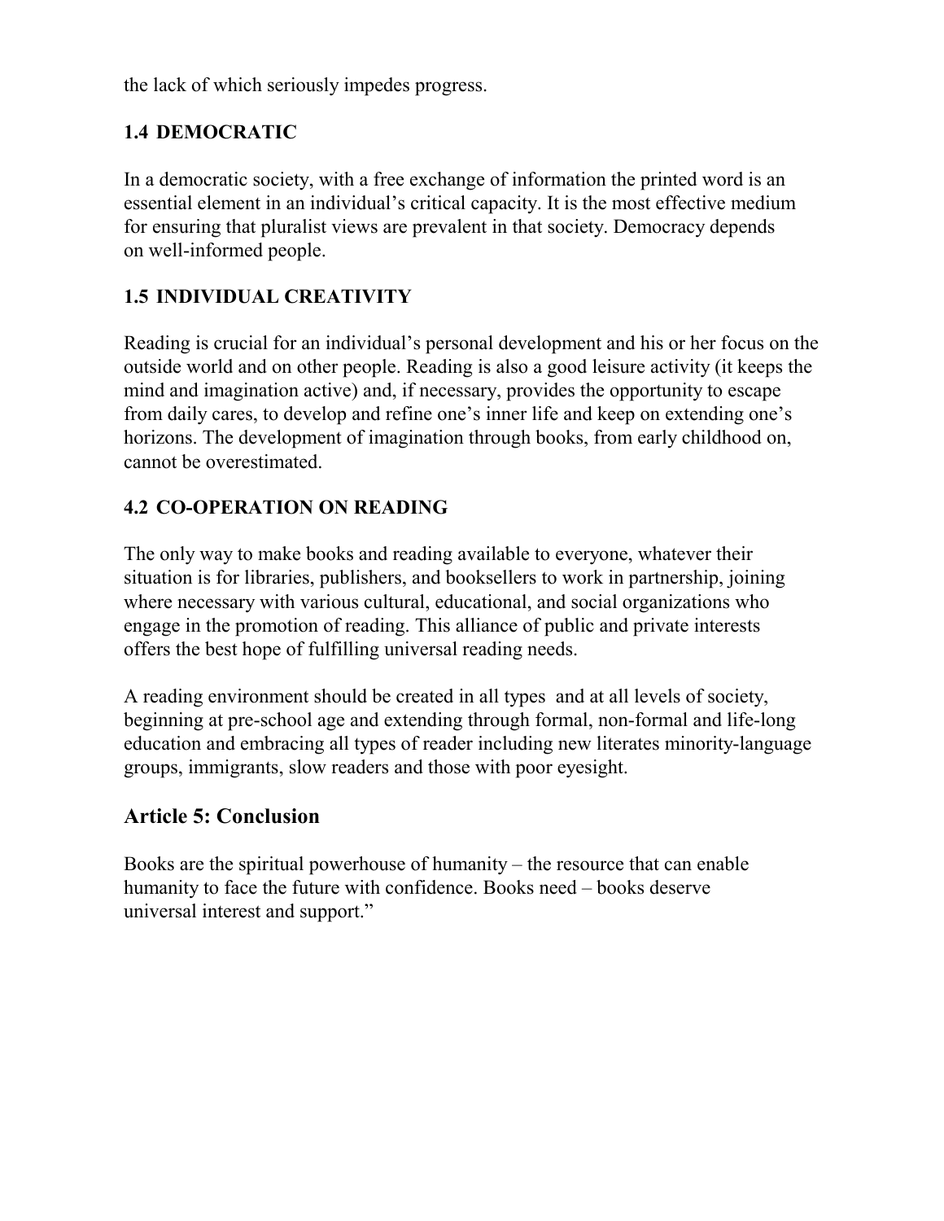the lack of which seriously impedes progress.

### 1.4 DEMOCRATIC

In a democratic society, with a free exchange of information the printed word is an essential element in an individual's critical capacity. It is the most effective medium for ensuring that pluralist views are prevalent in that society. Democracy depends on well-informed people.

### 1.5 INDIVIDUAL CREATIVITY

Reading is crucial for an individual's personal development and his or her focus on the outside world and on other people. Reading is also a good leisure activity (it keeps the mind and imagination active) and, if necessary, provides the opportunity to escape from daily cares, to develop and refine one's inner life and keep on extending one's horizons. The development of imagination through books, from early childhood on, cannot be overestimated.

### 4.2 CO-OPERATION ON READING

The only way to make books and reading available to everyone, whatever their situation is for libraries, publishers, and booksellers to work in partnership, joining where necessary with various cultural, educational, and social organizations who engage in the promotion of reading. This alliance of public and private interests offers the best hope of fulfilling universal reading needs.

A reading environment should be created in all types and at all levels of society, beginning at pre-school age and extending through formal, non-formal and life-long education and embracing all types of reader including new literates minority-language groups, immigrants, slow readers and those with poor eyesight.

## Article 5: Conclusion

Books are the spiritual powerhouse of humanity – the resource that can enable humanity to face the future with confidence. Books need – books deserve universal interest and support."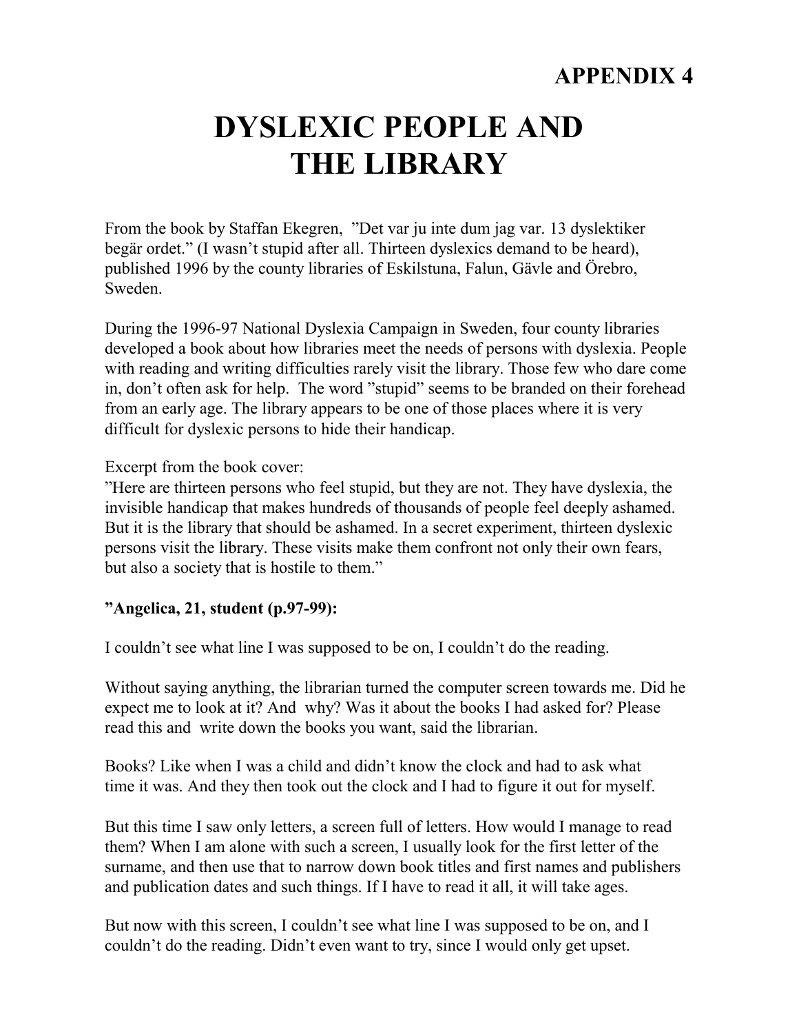## APPENDIX 4

# DYSLEXIC PEOPLE AND THE LIBRARY

From the book by Staffan Ekegren, ”Det var ju inte dum jag var. 13 dyslektiker begär ordet.” (I wasn’t stupid after all. Thirteen dyslexics demand to be heard), published 1996 by the county libraries of Eskilstuna, Falun, Gävle and Örebro, Sweden.

During the 1996-97 National Dyslexia Campaign in Sweden, four county libraries developed a book about how libraries meet the needs of persons with dyslexia. People with reading and writing difficulties rarely visit the library. Those few who dare come in, don’t often ask for help. The word ”stupid” seems to be branded on their forehead from an early age. The library appears to be one of those places where it is very difficult for dyslexic persons to hide their handicap.

Excerpt from the book cover:
”Here are thirteen persons who feel stupid, but they are not. They have dyslexia, the invisible handicap that makes hundreds of thousands of people feel deeply ashamed. But it is the library that should be ashamed. In a secret experiment, thirteen dyslexic persons visit the library. These visits make them confront not only their own fears, but also a society that is hostile to them.”

**”Angelica, 21, student (p.97-99):**

I couldn’t see what line I was supposed to be on, I couldn’t do the reading.

Without saying anything, the librarian turned the computer screen towards me. Did he expect me to look at it? And why? Was it about the books I had asked for? Please read this and write down the books you want, said the librarian.

Books? Like when I was a child and didn’t know the clock and had to ask what time it was. And they then took out the clock and I had to figure it out for myself.

But this time I saw only letters, a screen full of letters. How would I manage to read them? When I am alone with such a screen, I usually look for the first letter of the surname, and then use that to narrow down book titles and first names and publishers and publication dates and such things. If I have to read it all, it will take ages.

But now with this screen, I couldn’t see what line I was supposed to be on, and I couldn’t do the reading. Didn’t even want to try, since I would only get upset.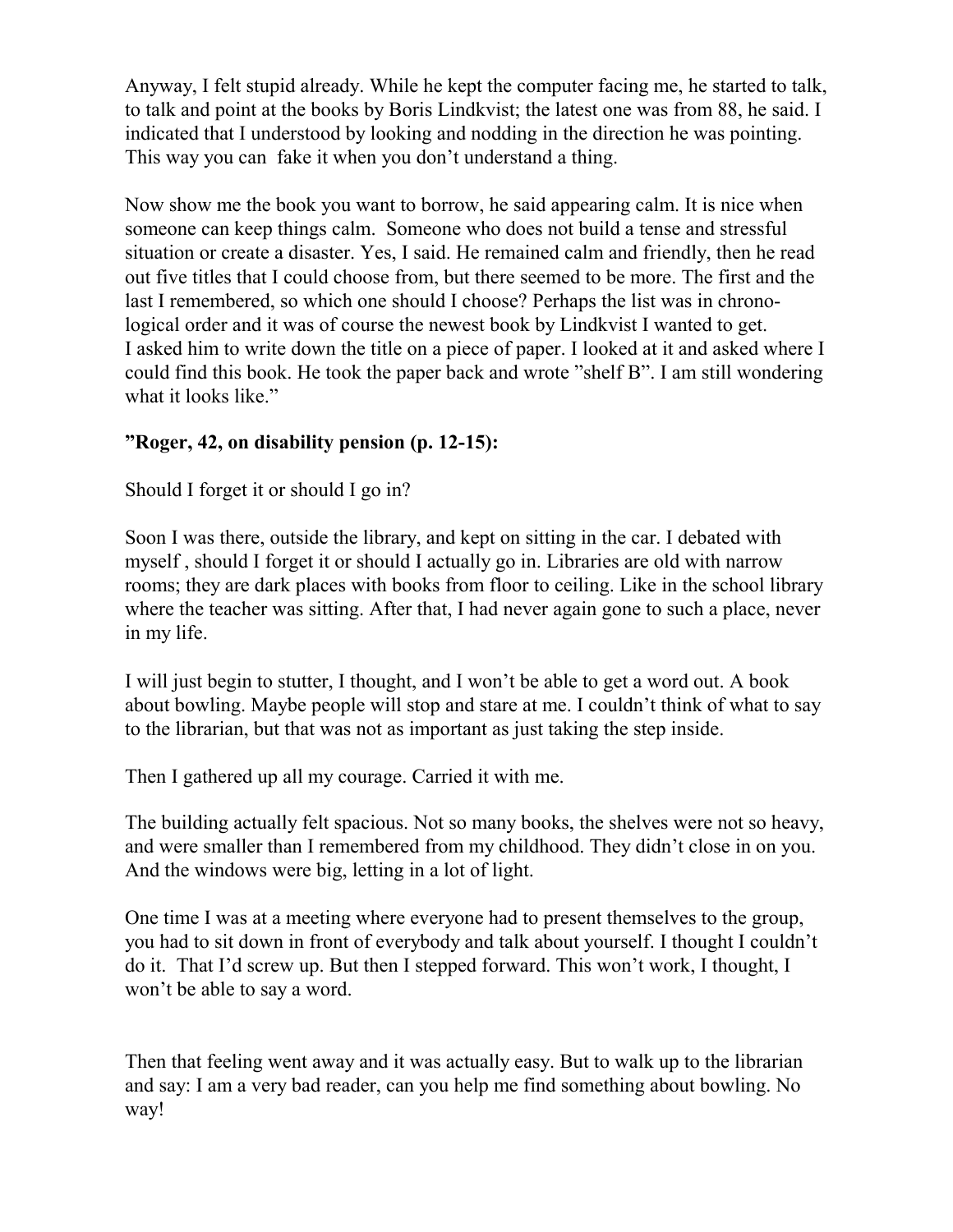Anyway, I felt stupid already. While he kept the computer facing me, he started to talk, to talk and point at the books by Boris Lindkvist; the latest one was from 88, he said. I indicated that I understood by looking and nodding in the direction he was pointing. This way you can fake it when you don't understand a thing.

Now show me the book you want to borrow, he said appearing calm. It is nice when someone can keep things calm. Someone who does not build a tense and stressful situation or create a disaster. Yes, I said. He remained calm and friendly, then he read out five titles that I could choose from, but there seemed to be more. The first and the last I remembered, so which one should I choose? Perhaps the list was in chronological order and it was of course the newest book by Lindkvist I wanted to get. I asked him to write down the title on a piece of paper. I looked at it and asked where I could find this book. He took the paper back and wrote "shelf B". I am still wondering what it looks like."

**"Roger, 42, on disability pension (p. 12-15):**

Should I forget it or should I go in?

Soon I was there, outside the library, and kept on sitting in the car. I debated with myself , should I forget it or should I actually go in. Libraries are old with narrow rooms; they are dark places with books from floor to ceiling. Like in the school library where the teacher was sitting. After that, I had never again gone to such a place, never in my life.

I will just begin to stutter, I thought, and I won't be able to get a word out. A book about bowling. Maybe people will stop and stare at me. I couldn't think of what to say to the librarian, but that was not as important as just taking the step inside.

Then I gathered up all my courage. Carried it with me.

The building actually felt spacious. Not so many books, the shelves were not so heavy, and were smaller than I remembered from my childhood. They didn't close in on you. And the windows were big, letting in a lot of light.

One time I was at a meeting where everyone had to present themselves to the group, you had to sit down in front of everybody and talk about yourself. I thought I couldn't do it. That I'd screw up. But then I stepped forward. This won't work, I thought, I won't be able to say a word.

Then that feeling went away and it was actually easy. But to walk up to the librarian and say: I am a very bad reader, can you help me find something about bowling. No way!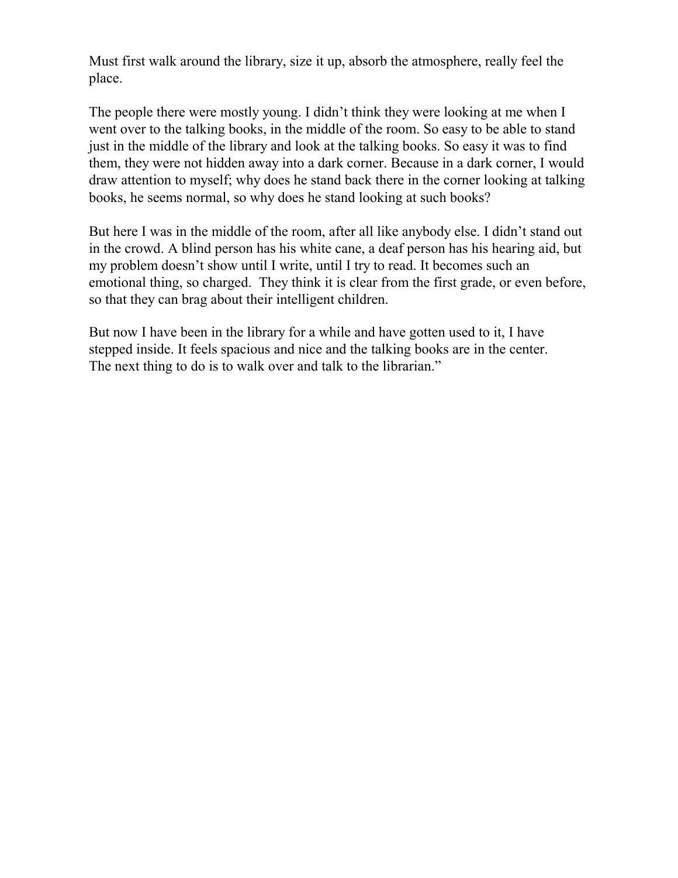Must first walk around the library, size it up, absorb the atmosphere, really feel the place.

The people there were mostly young. I didn't think they were looking at me when I went over to the talking books, in the middle of the room. So easy to be able to stand just in the middle of the library and look at the talking books. So easy it was to find them, they were not hidden away into a dark corner. Because in a dark corner, I would draw attention to myself; why does he stand back there in the corner looking at talking books, he seems normal, so why does he stand looking at such books?

But here I was in the middle of the room, after all like anybody else. I didn't stand out in the crowd. A blind person has his white cane, a deaf person has his hearing aid, but my problem doesn't show until I write, until I try to read. It becomes such an emotional thing, so charged.  They think it is clear from the first grade, or even before, so that they can brag about their intelligent children.

But now I have been in the library for a while and have gotten used to it, I have stepped inside. It feels spacious and nice and the talking books are in the center. The next thing to do is to walk over and talk to the librarian."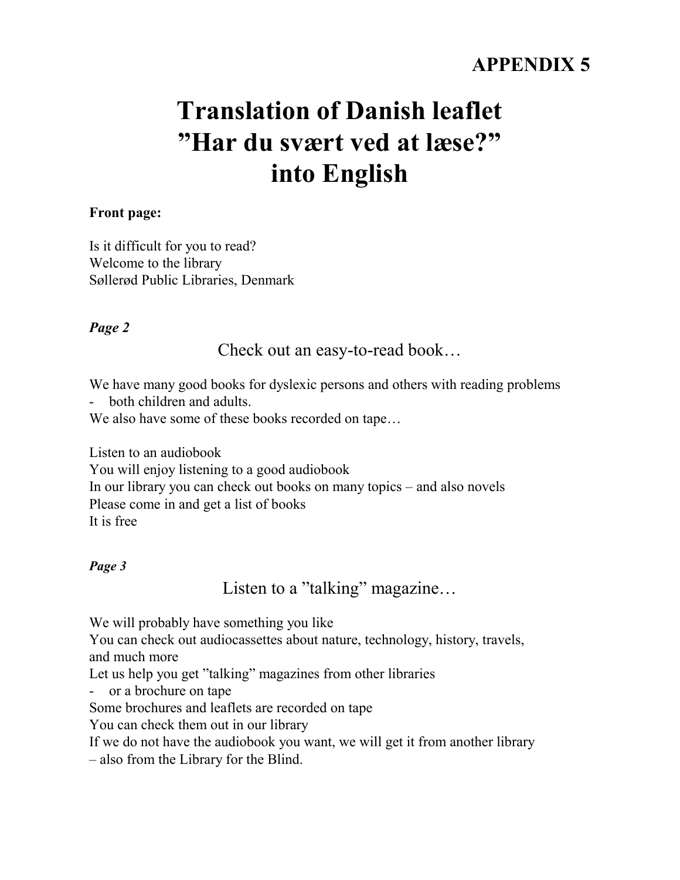**APPENDIX 5**

# Translation of Danish leaflet ”Har du svært ved at læse?” into English

**Front page:**

Is it difficult for you to read?
Welcome to the library
Søllerød Public Libraries, Denmark

***Page 2***

Check out an easy-to-read book…

We have many good books for dyslexic persons and others with reading problems
- both children and adults.

We also have some of these books recorded on tape…

Listen to an audiobook
You will enjoy listening to a good audiobook
In our library you can check out books on many topics – and also novels
Please come in and get a list of books
It is free

***Page 3***

Listen to a ”talking” magazine…

We will probably have something you like
You can check out audiocassettes about nature, technology, history, travels, and much more
Let us help you get ”talking” magazines from other libraries
- or a brochure on tape

Some brochures and leaflets are recorded on tape
You can check them out in our library
If we do not have the audiobook you want, we will get it from another library
– also from the Library for the Blind.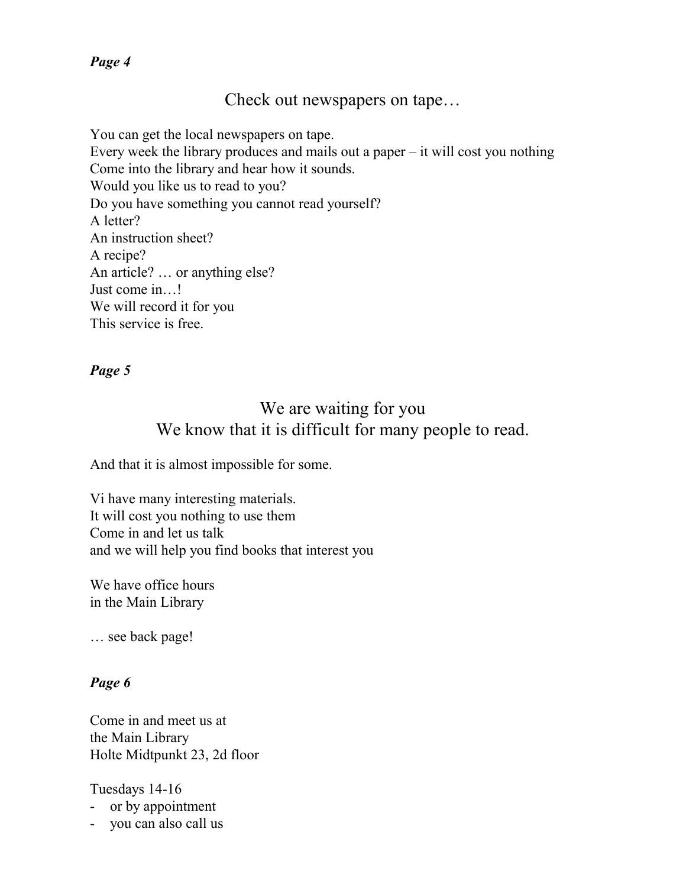***Page 4***

## Check out newspapers on tape…

You can get the local newspapers on tape.
Every week the library produces and mails out a paper – it will cost you nothing
Come into the library and hear how it sounds.
Would you like us to read to you?
Do you have something you cannot read yourself?
A letter?
An instruction sheet?
A recipe?
An article? … or anything else?
Just come in…!
We will record it for you
This service is free.

***Page 5***

## We are waiting for you
## We know that it is difficult for many people to read.

And that it is almost impossible for some.

Vi have many interesting materials.
It will cost you nothing to use them
Come in and let us talk
and we will help you find books that interest you

We have office hours
in the Main Library

… see back page!

***Page 6***

Come in and meet us at
the Main Library
Holte Midtpunkt 23, 2d floor

Tuesdays 14-16

- or by appointment
- you can also call us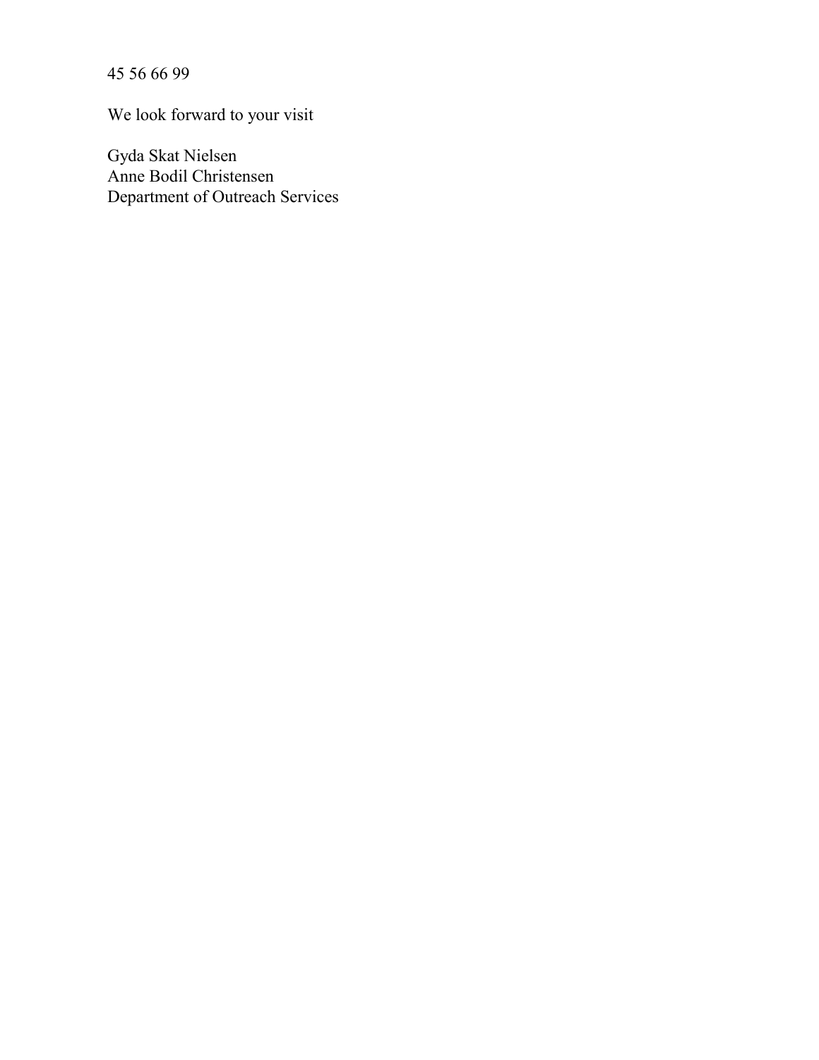45 56 66 99

We look forward to your visit

Gyda Skat Nielsen  
Anne Bodil Christensen  
Department of Outreach Services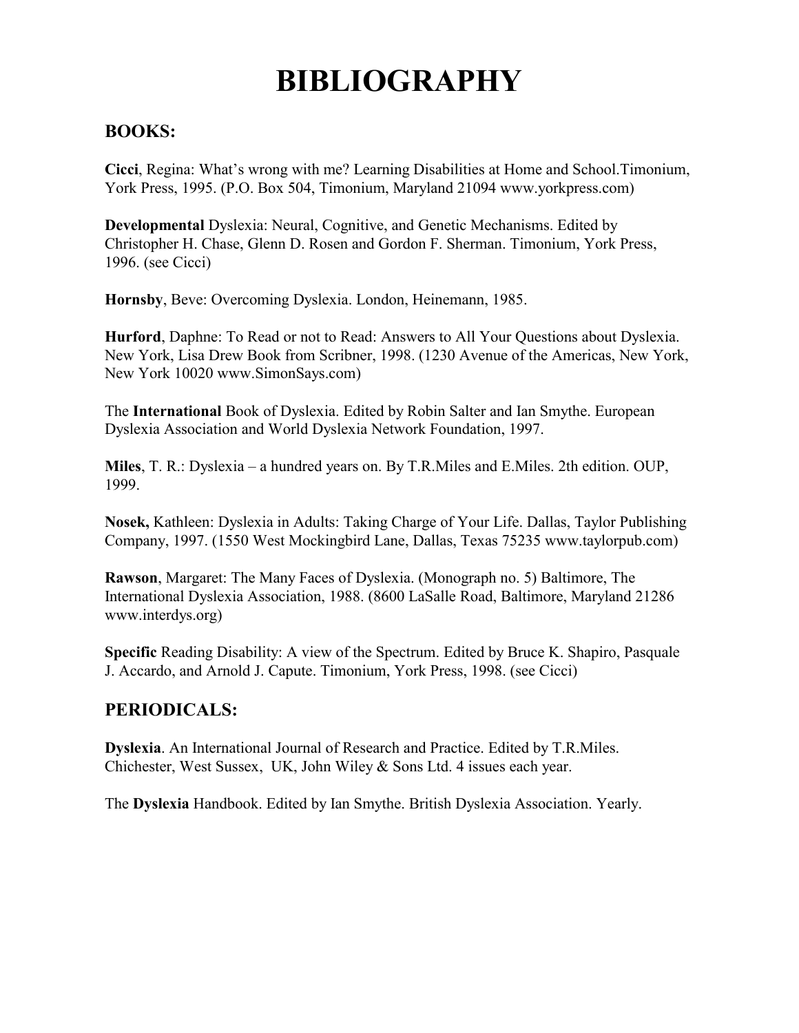# BIBLIOGRAPHY

## BOOKS:

**Cicci**, Regina: What's wrong with me? Learning Disabilities at Home and School.Timonium, York Press, 1995. (P.O. Box 504, Timonium, Maryland 21094 www.yorkpress.com)

**Developmental** Dyslexia: Neural, Cognitive, and Genetic Mechanisms. Edited by Christopher H. Chase, Glenn D. Rosen and Gordon F. Sherman. Timonium, York Press, 1996. (see Cicci)

**Hornsby**, Beve: Overcoming Dyslexia. London, Heinemann, 1985.

**Hurford**, Daphne: To Read or not to Read: Answers to All Your Questions about Dyslexia. New York, Lisa Drew Book from Scribner, 1998. (1230 Avenue of the Americas, New York, New York 10020 www.SimonSays.com)

The **International** Book of Dyslexia. Edited by Robin Salter and Ian Smythe. European Dyslexia Association and World Dyslexia Network Foundation, 1997.

**Miles**, T. R.: Dyslexia – a hundred years on. By T.R.Miles and E.Miles. 2th edition. OUP, 1999.

**Nosek,** Kathleen: Dyslexia in Adults: Taking Charge of Your Life. Dallas, Taylor Publishing Company, 1997. (1550 West Mockingbird Lane, Dallas, Texas 75235 www.taylorpub.com)

**Rawson**, Margaret: The Many Faces of Dyslexia. (Monograph no. 5) Baltimore, The International Dyslexia Association, 1988. (8600 LaSalle Road, Baltimore, Maryland 21286 www.interdys.org)

**Specific** Reading Disability: A view of the Spectrum. Edited by Bruce K. Shapiro, Pasquale J. Accardo, and Arnold J. Capute. Timonium, York Press, 1998. (see Cicci)

## PERIODICALS:

**Dyslexia**. An International Journal of Research and Practice. Edited by T.R.Miles. Chichester, West Sussex, UK, John Wiley & Sons Ltd. 4 issues each year.

The **Dyslexia** Handbook. Edited by Ian Smythe. British Dyslexia Association. Yearly.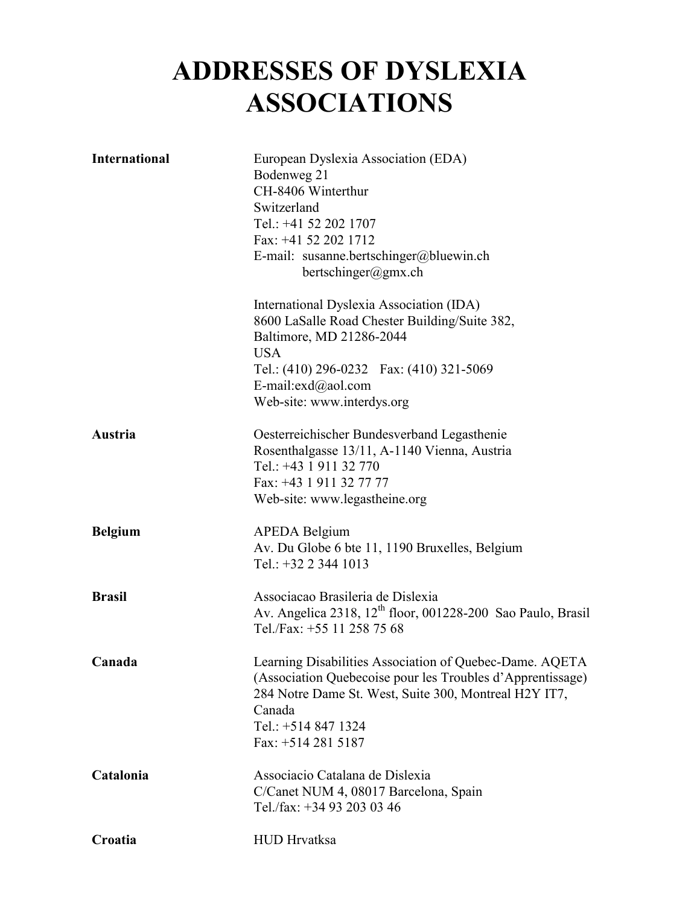# ADDRESSES OF DYSLEXIA ASSOCIATIONS

**International**

European Dyslexia Association (EDA)
Bodenweg 21
CH-8406 Winterthur
Switzerland
Tel.: +41 52 202 1707
Fax: +41 52 202 1712
E-mail: susanne.bertschinger@bluewin.ch
bertschinger@gmx.ch

International Dyslexia Association (IDA)
8600 LaSalle Road Chester Building/Suite 382,
Baltimore, MD 21286-2044
USA
Tel.: (410) 296-0232 Fax: (410) 321-5069
E-mail:exd@aol.com
Web-site: www.interdys.org

**Austria**

Oesterreichischer Bundesverband Legasthenie
Rosenthalgasse 13/11, A-1140 Vienna, Austria
Tel.: +43 1 911 32 770
Fax: +43 1 911 32 77 77
Web-site: www.legastheine.org

**Belgium**

APEDA Belgium
Av. Du Globe 6 bte 11, 1190 Bruxelles, Belgium
Tel.: +32 2 344 1013

**Brasil**

Associacao Brasileria de Dislexia
Av. Angelica 2318, 12th floor, 001228-200 Sao Paulo, Brasil
Tel./Fax: +55 11 258 75 68

**Canada**

Learning Disabilities Association of Quebec-Dame. AQETA
(Association Quebecoise pour les Troubles d'Apprentissage)
284 Notre Dame St. West, Suite 300, Montreal H2Y IT7,
Canada
Tel.: +514 847 1324
Fax: +514 281 5187

**Catalonia**

Associacio Catalana de Dislexia
C/Canet NUM 4, 08017 Barcelona, Spain
Tel./fax: +34 93 203 03 46

**Croatia**

HUD Hrvatksa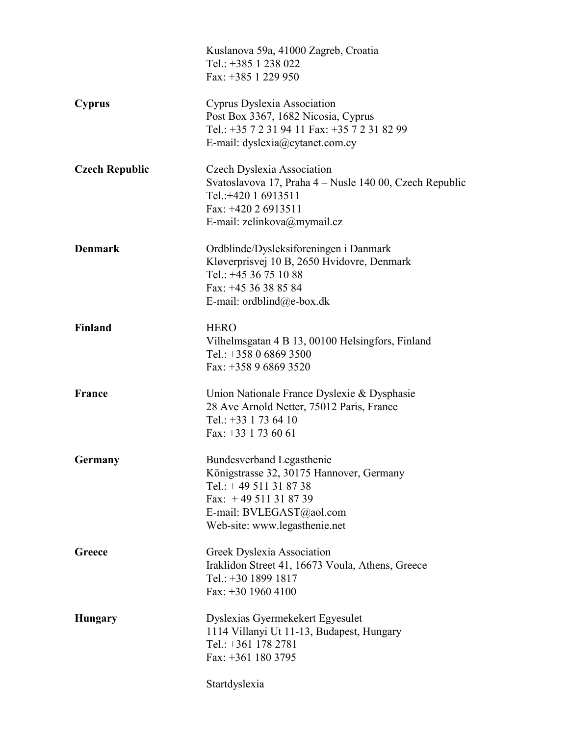Kuslanova 59a, 41000 Zagreb, Croatia
Tel.: +385 1 238 022
Fax: +385 1 229 950

**Cyprus**

Cyprus Dyslexia Association
Post Box 3367, 1682 Nicosia, Cyprus
Tel.: +35 7 2 31 94 11 Fax: +35 7 2 31 82 99
E-mail: dyslexia@cytanet.com.cy

**Czech Republic**

Czech Dyslexia Association
Svatoslavova 17, Praha 4 – Nusle 140 00, Czech Republic
Tel.:+420 1 6913511
Fax: +420 2 6913511
E-mail: zelinkova@mymail.cz

**Denmark**

Ordblinde/Dysleksiforeningen i Danmark
Kløverprisvej 10 B, 2650 Hvidovre, Denmark
Tel.: +45 36 75 10 88
Fax: +45 36 38 85 84
E-mail: ordblind@e-box.dk

**Finland**

HERO
Vilhelmsgatan 4 B 13, 00100 Helsingfors, Finland
Tel.: +358 0 6869 3500
Fax: +358 9 6869 3520

**France**

Union Nationale France Dyslexie & Dysphasie
28 Ave Arnold Netter, 75012 Paris, France
Tel.: +33 1 73 64 10
Fax: +33 1 73 60 61

**Germany**

Bundesverband Legasthenie
Königstrasse 32, 30175 Hannover, Germany
Tel.: + 49 511 31 87 38
Fax: + 49 511 31 87 39
E-mail: BVLEGAST@aol.com
Web-site: www.legasthenie.net

**Greece**

Greek Dyslexia Association
Iraklidon Street 41, 16673 Voula, Athens, Greece
Tel.: +30 1899 1817
Fax: +30 1960 4100

**Hungary**

Dyslexias Gyermekekert Egyesulet
1114 Villanyi Ut 11-13, Budapest, Hungary
Tel.: +361 178 2781
Fax: +361 180 3795

Startdyslexia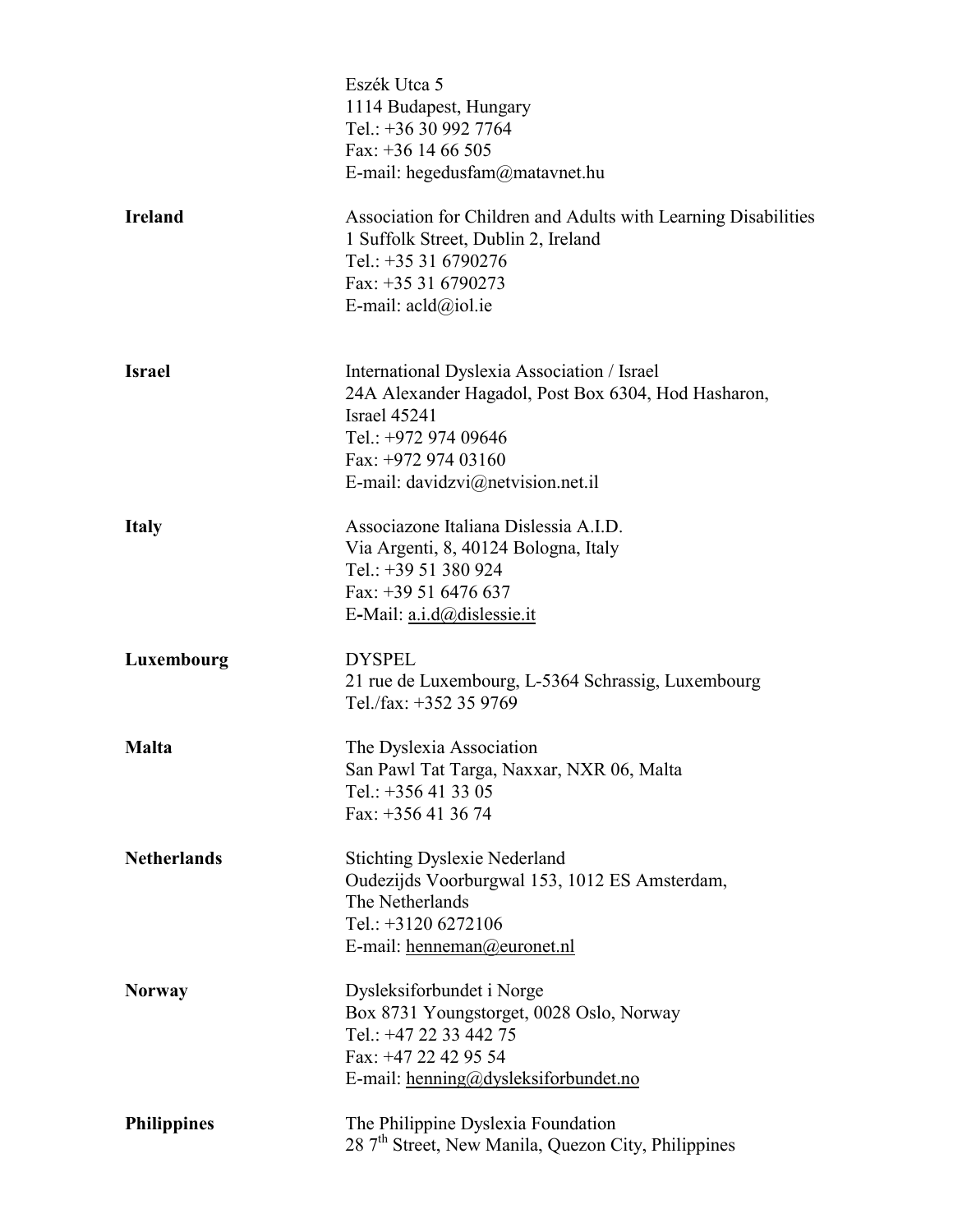Eszék Utca 5
1114 Budapest, Hungary
Tel.: +36 30 992 7764
Fax: +36 14 66 505
E-mail: hegedusfam@matavnet.hu

**Ireland**

Association for Children and Adults with Learning Disabilities
1 Suffolk Street, Dublin 2, Ireland
Tel.: +35 31 6790276
Fax: +35 31 6790273
E-mail: acld@iol.ie

**Israel**

International Dyslexia Association / Israel
24A Alexander Hagadol, Post Box 6304, Hod Hasharon, Israel 45241
Tel.: +972 974 09646
Fax: +972 974 03160
E-mail: davidzvi@netvision.net.il

**Italy**

Associazone Italiana Dislessia A.I.D.
Via Argenti, 8, 40124 Bologna, Italy
Tel.: +39 51 380 924
Fax: +39 51 6476 637
E-Mail: a.i.d@dislessie.it

**Luxembourg**

DYSPEL
21 rue de Luxembourg, L-5364 Schrassig, Luxembourg
Tel./fax: +352 35 9769

**Malta**

The Dyslexia Association
San Pawl Tat Targa, Naxxar, NXR 06, Malta
Tel.: +356 41 33 05
Fax: +356 41 36 74

**Netherlands**

Stichting Dyslexie Nederland
Oudezijds Voorburgwal 153, 1012 ES Amsterdam, The Netherlands
Tel.: +3120 6272106
E-mail: henneman@euronet.nl

**Norway**

Dysleksiforbundet i Norge
Box 8731 Youngstorget, 0028 Oslo, Norway
Tel.: +47 22 33 442 75
Fax: +47 22 42 95 54
E-mail: henning@dysleksiforbundet.no

**Philippines**

The Philippine Dyslexia Foundation
28 7th Street, New Manila, Quezon City, Philippines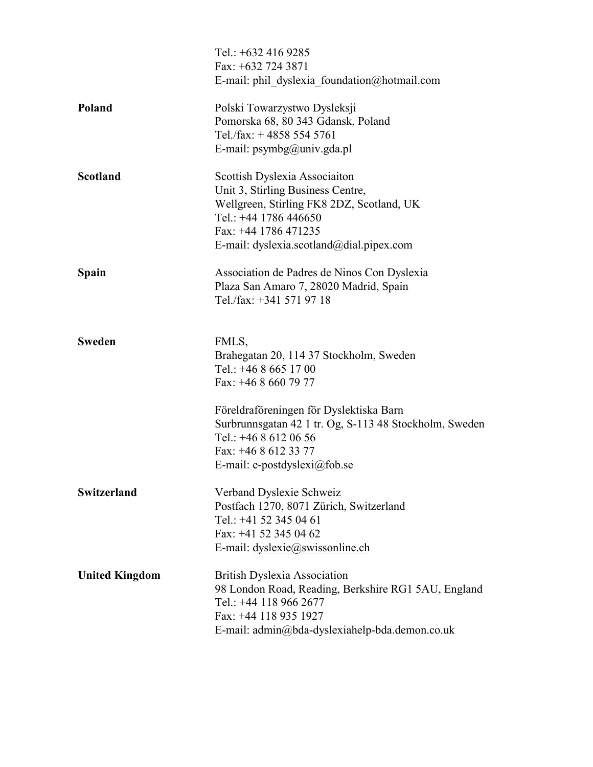Tel.: +632 416 9285
Fax: +632 724 3871
E-mail: phil_dyslexia_foundation@hotmail.com

**Poland**

Polski Towarzystwo Dysleksji
Pomorska 68, 80 343 Gdansk, Poland
Tel./fax: + 4858 554 5761
E-mail: psymbg@univ.gda.pl

**Scotland**

Scottish Dyslexia Associaiton
Unit 3, Stirling Business Centre,
Wellgreen, Stirling FK8 2DZ, Scotland, UK
Tel.: +44 1786 446650
Fax: +44 1786 471235
E-mail: dyslexia.scotland@dial.pipex.com

**Spain**

Association de Padres de Ninos Con Dyslexia
Plaza San Amaro 7, 28020 Madrid, Spain
Tel./fax: +341 571 97 18

**Sweden**

FMLS,
Brahegatan 20, 114 37 Stockholm, Sweden
Tel.: +46 8 665 17 00
Fax: +46 8 660 79 77

Föreldraföreningen för Dyslektiska Barn
Surbrunnsgatan 42 1 tr. Og, S-113 48 Stockholm, Sweden
Tel.: +46 8 612 06 56
Fax: +46 8 612 33 77
E-mail: e-postdyslexi@fob.se

**Switzerland**

Verband Dyslexie Schweiz
Postfach 1270, 8071 Zürich, Switzerland
Tel.: +41 52 345 04 61
Fax: +41 52 345 04 62
E-mail: dyslexie@swissonline.ch

**United Kingdom**

British Dyslexia Association
98 London Road, Reading, Berkshire RG1 5AU, England
Tel.: +44 118 966 2677
Fax: +44 118 935 1927
E-mail: admin@bda-dyslexiahelp-bda.demon.co.uk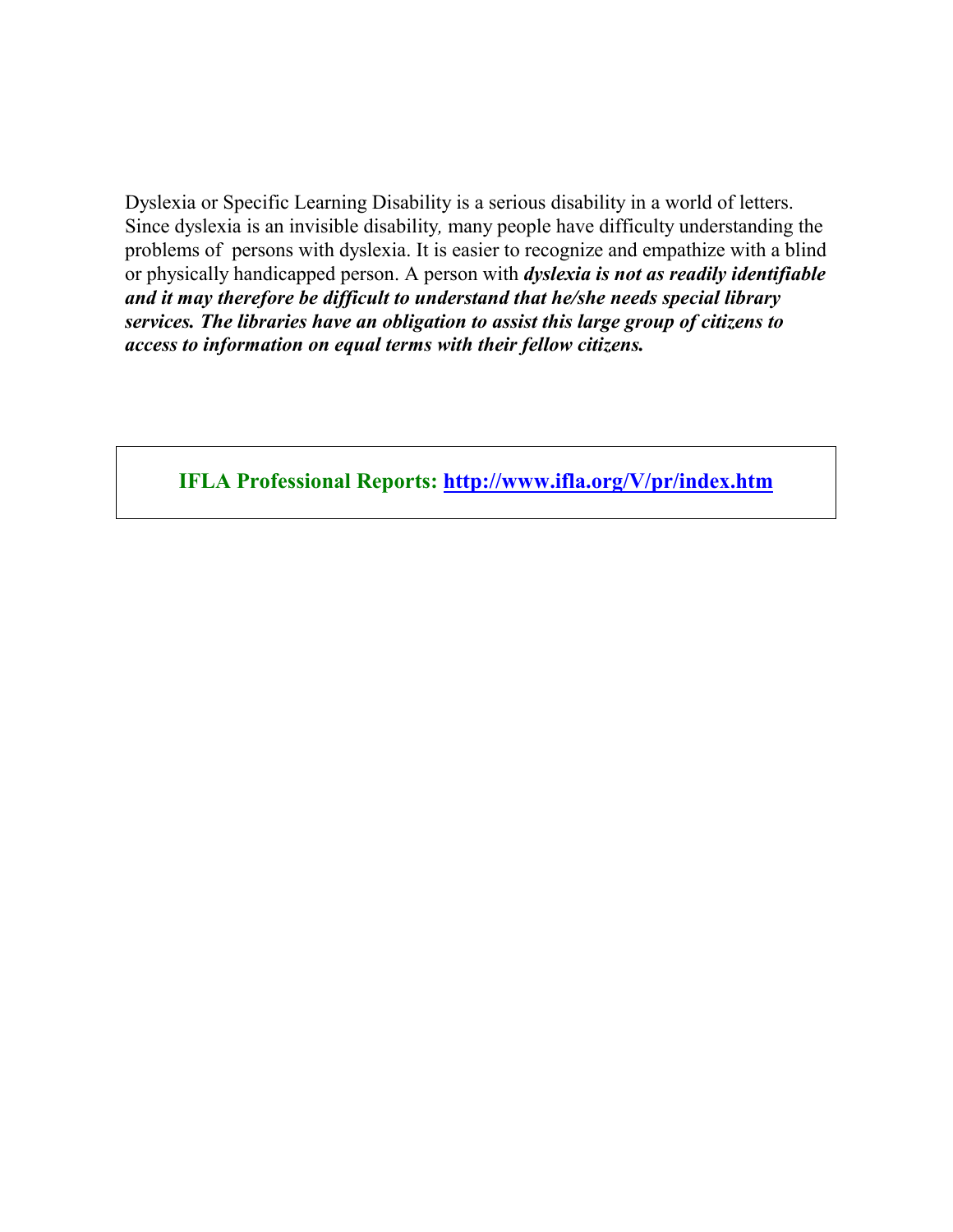Dyslexia or Specific Learning Disability is a serious disability in a world of letters. Since dyslexia is an invisible disability, many people have difficulty understanding the problems of persons with dyslexia. It is easier to recognize and empathize with a blind or physically handicapped person. A person with ***dyslexia is not as readily identifiable and it may therefore be difficult to understand that he/she needs special library services. The libraries have an obligation to assist this large group of citizens to access to information on equal terms with their fellow citizens.***

**IFLA Professional Reports: [http://www.ifla.org/V/pr/index.htm](http://www.ifla.org/V/pr/index.htm)**